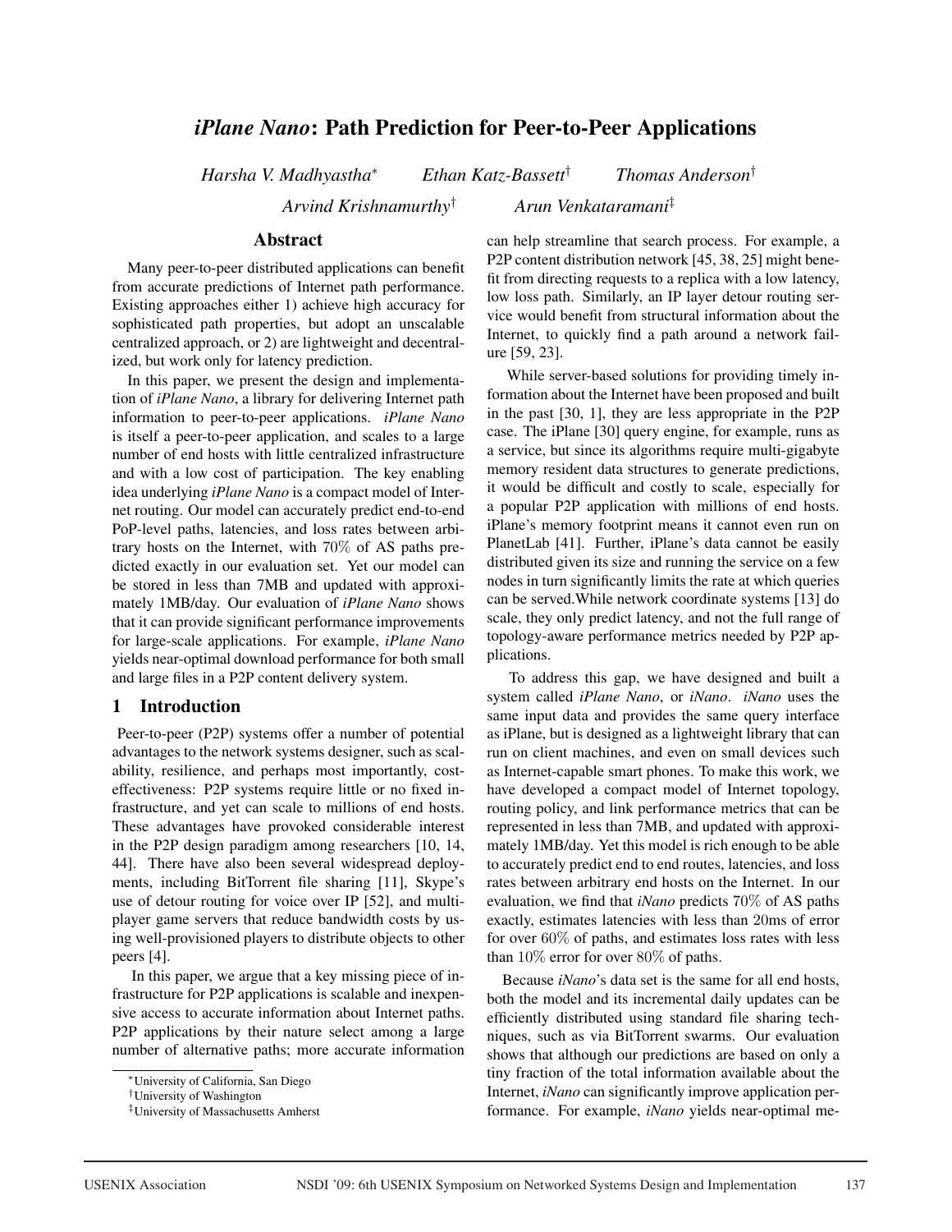# *iPlane Nano*: Path Prediction for Peer-to-Peer Applications

*Harsha V. Madhyastha*[*] *Ethan Katz-Bassett*[†] *Thomas Anderson*[†]

*Arvind Krishnamurthy*[†] *Arun Venkataramani*[‡]

## Abstract

Many peer-to-peer distributed applications can benefit from accurate predictions of Internet path performance. Existing approaches either 1) achieve high accuracy for sophisticated path properties, but adopt an unscalable centralized approach, or 2) are lightweight and decentralized, but work only for latency prediction.

In this paper, we present the design and implementation of *iPlane Nano*, a library for delivering Internet path information to peer-to-peer applications. *iPlane Nano* is itself a peer-to-peer application, and scales to a large number of end hosts with little centralized infrastructure and with a low cost of participation. The key enabling idea underlying *iPlane Nano* is a compact model of Internet routing. Our model can accurately predict end-to-end PoP-level paths, latencies, and loss rates between arbitrary hosts on the Internet, with 70% of AS paths predicted exactly in our evaluation set. Yet our model can be stored in less than 7MB and updated with approximately 1MB/day. Our evaluation of *iPlane Nano* shows that it can provide significant performance improvements for large-scale applications. For example, *iPlane Nano* yields near-optimal download performance for both small and large files in a P2P content delivery system.

## 1 Introduction

Peer-to-peer (P2P) systems offer a number of potential advantages to the network systems designer, such as scalability, resilience, and perhaps most importantly, cost-effectiveness: P2P systems require little or no fixed infrastructure, and yet can scale to millions of end hosts. These advantages have provoked considerable interest in the P2P design paradigm among researchers [10, 14, 44]. There have also been several widespread deployments, including BitTorrent file sharing [11], Skype's use of detour routing for voice over IP [52], and multiplayer game servers that reduce bandwidth costs by using well-provisioned players to distribute objects to other peers [4].

In this paper, we argue that a key missing piece of infrastructure for P2P applications is scalable and inexpensive access to accurate information about Internet paths. P2P applications by their nature select among a large number of alternative paths; more accurate information can help streamline that search process. For example, a P2P content distribution network [45, 38, 25] might benefit from directing requests to a replica with a low latency, low loss path. Similarly, an IP layer detour routing service would benefit from structural information about the Internet, to quickly find a path around a network failure [59, 23].

While server-based solutions for providing timely information about the Internet have been proposed and built in the past [30, 1], they are less appropriate in the P2P case. The iPlane [30] query engine, for example, runs as a service, but since its algorithms require multi-gigabyte memory resident data structures to generate predictions, it would be difficult and costly to scale, especially for a popular P2P application with millions of end hosts. iPlane's memory footprint means it cannot even run on PlanetLab [41]. Further, iPlane's data cannot be easily distributed given its size and running the service on a few nodes in turn significantly limits the rate at which queries can be served.While network coordinate systems [13] do scale, they only predict latency, and not the full range of topology-aware performance metrics needed by P2P applications.

To address this gap, we have designed and built a system called *iPlane Nano*, or *iNano*. *iNano* uses the same input data and provides the same query interface as iPlane, but is designed as a lightweight library that can run on client machines, and even on small devices such as Internet-capable smart phones. To make this work, we have developed a compact model of Internet topology, routing policy, and link performance metrics that can be represented in less than 7MB, and updated with approximately 1MB/day. Yet this model is rich enough to be able to accurately predict end to end routes, latencies, and loss rates between arbitrary end hosts on the Internet. In our evaluation, we find that *iNano* predicts 70% of AS paths exactly, estimates latencies with less than 20ms of error for over 60% of paths, and estimates loss rates with less than 10% error for over 80% of paths.

Because *iNano*'s data set is the same for all end hosts, both the model and its incremental daily updates can be efficiently distributed using standard file sharing techniques, such as via BitTorrent swarms. Our evaluation shows that although our predictions are based on only a tiny fraction of the total information available about the Internet, *iNano* can significantly improve application performance. For example, *iNano* yields near-optimal me-

[*] University of California, San Diego
[†] University of Washington
[‡] University of Massachusetts Amherst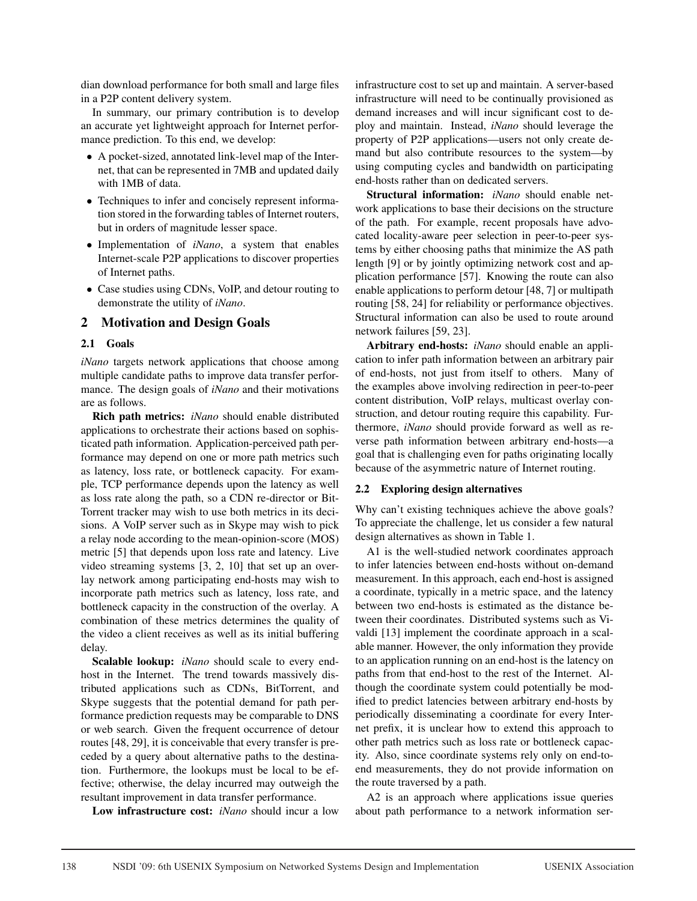dian download performance for both small and large files in a P2P content delivery system.

In summary, our primary contribution is to develop an accurate yet lightweight approach for Internet performance prediction. To this end, we develop:

- A pocket-sized, annotated link-level map of the Internet, that can be represented in 7MB and updated daily with 1MB of data.
- Techniques to infer and concisely represent information stored in the forwarding tables of Internet routers, but in orders of magnitude lesser space.
- Implementation of *iNano*, a system that enables Internet-scale P2P applications to discover properties of Internet paths.
- Case studies using CDNs, VoIP, and detour routing to demonstrate the utility of *iNano*.

## 2 Motivation and Design Goals

### 2.1 Goals

*iNano* targets network applications that choose among multiple candidate paths to improve data transfer performance. The design goals of *iNano* and their motivations are as follows.

**Rich path metrics:** *iNano* should enable distributed applications to orchestrate their actions based on sophisticated path information. Application-perceived path performance may depend on one or more path metrics such as latency, loss rate, or bottleneck capacity. For example, TCP performance depends upon the latency as well as loss rate along the path, so a CDN re-director or BitTorrent tracker may wish to use both metrics in its decisions. A VoIP server such as in Skype may wish to pick a relay node according to the mean-opinion-score (MOS) metric [5] that depends upon loss rate and latency. Live video streaming systems [3, 2, 10] that set up an overlay network among participating end-hosts may wish to incorporate path metrics such as latency, loss rate, and bottleneck capacity in the construction of the overlay. A combination of these metrics determines the quality of the video a client receives as well as its initial buffering delay.

**Scalable lookup:** *iNano* should scale to every end-host in the Internet. The trend towards massively distributed applications such as CDNs, BitTorrent, and Skype suggests that the potential demand for path performance prediction requests may be comparable to DNS or web search. Given the frequent occurrence of detour routes [48, 29], it is conceivable that every transfer is preceded by a query about alternative paths to the destination. Furthermore, the lookups must be local to be effective; otherwise, the delay incurred may outweigh the resultant improvement in data transfer performance.

**Low infrastructure cost:** *iNano* should incur a low infrastructure cost to set up and maintain. A server-based infrastructure will need to be continually provisioned as demand increases and will incur significant cost to deploy and maintain. Instead, *iNano* should leverage the property of P2P applications—users not only create demand but also contribute resources to the system—by using computing cycles and bandwidth on participating end-hosts rather than on dedicated servers.

**Structural information:** *iNano* should enable network applications to base their decisions on the structure of the path. For example, recent proposals have advocated locality-aware peer selection in peer-to-peer systems by either choosing paths that minimize the AS path length [9] or by jointly optimizing network cost and application performance [57]. Knowing the route can also enable applications to perform detour [48, 7] or multipath routing [58, 24] for reliability or performance objectives. Structural information can also be used to route around network failures [59, 23].

**Arbitrary end-hosts:** *iNano* should enable an application to infer path information between an arbitrary pair of end-hosts, not just from itself to others. Many of the examples above involving redirection in peer-to-peer content distribution, VoIP relays, multicast overlay construction, and detour routing require this capability. Furthermore, *iNano* should provide forward as well as reverse path information between arbitrary end-hosts—a goal that is challenging even for paths originating locally because of the asymmetric nature of Internet routing.

### 2.2 Exploring design alternatives

Why can't existing techniques achieve the above goals? To appreciate the challenge, let us consider a few natural design alternatives as shown in Table 1.

A1 is the well-studied network coordinates approach to infer latencies between end-hosts without on-demand measurement. In this approach, each end-host is assigned a coordinate, typically in a metric space, and the latency between two end-hosts is estimated as the distance between their coordinates. Distributed systems such as Vivaldi [13] implement the coordinate approach in a scalable manner. However, the only information they provide to an application running on an end-host is the latency on paths from that end-host to the rest of the Internet. Although the coordinate system could potentially be modified to predict latencies between arbitrary end-hosts by periodically disseminating a coordinate for every Internet prefix, it is unclear how to extend this approach to other path metrics such as loss rate or bottleneck capacity. Also, since coordinate systems rely only on end-to-end measurements, they do not provide information on the route traversed by a path.

A2 is an approach where applications issue queries about path performance to a network information ser-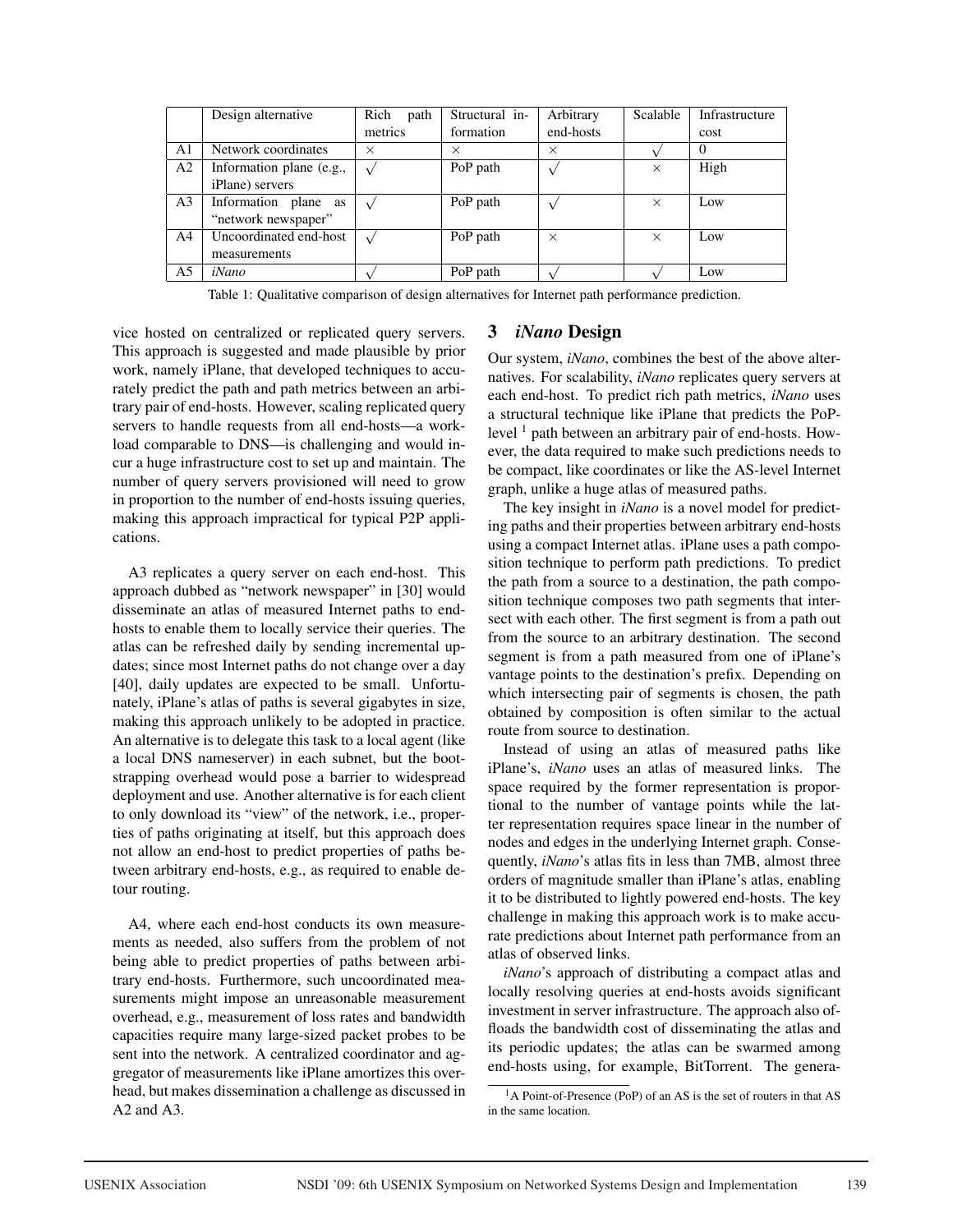| | Design alternative | Rich path metrics | Structural information | Arbitrary end-hosts | Scalable | Infrastructure cost |
|---|---|---|---|---|---|---|
| A1 | Network coordinates | × | × | × | √ | 0 |
| A2 | Information plane (e.g., iPlane) servers | √ | PoP path | √ | × | High |
| A3 | Information plane as "network newspaper" | √ | PoP path | √ | × | Low |
| A4 | Uncoordinated end-host measurements | √ | PoP path | × | × | Low |
| A5 | *iNano* | √ | PoP path | √ | √ | Low |

Table 1: Qualitative comparison of design alternatives for Internet path performance prediction.

vice hosted on centralized or replicated query servers. This approach is suggested and made plausible by prior work, namely iPlane, that developed techniques to accurately predict the path and path metrics between an arbitrary pair of end-hosts. However, scaling replicated query servers to handle requests from all end-hosts—a workload comparable to DNS—is challenging and would incur a huge infrastructure cost to set up and maintain. The number of query servers provisioned will need to grow in proportion to the number of end-hosts issuing queries, making this approach impractical for typical P2P applications.

A3 replicates a query server on each end-host. This approach dubbed as "network newspaper" in [30] would disseminate an atlas of measured Internet paths to end-hosts to enable them to locally service their queries. The atlas can be refreshed daily by sending incremental updates; since most Internet paths do not change over a day [40], daily updates are expected to be small. Unfortunately, iPlane's atlas of paths is several gigabytes in size, making this approach unlikely to be adopted in practice. An alternative is to delegate this task to a local agent (like a local DNS nameserver) in each subnet, but the bootstrapping overhead would pose a barrier to widespread deployment and use. Another alternative is for each client to only download its "view" of the network, i.e., properties of paths originating at itself, but this approach does not allow an end-host to predict properties of paths between arbitrary end-hosts, e.g., as required to enable detour routing.

A4, where each end-host conducts its own measurements as needed, also suffers from the problem of not being able to predict properties of paths between arbitrary end-hosts. Furthermore, such uncoordinated measurements might impose an unreasonable measurement overhead, e.g., measurement of loss rates and bandwidth capacities require many large-sized packet probes to be sent into the network. A centralized coordinator and aggregator of measurements like iPlane amortizes this overhead, but makes dissemination a challenge as discussed in A2 and A3.

## 3 *iNano* Design

Our system, *iNano*, combines the best of the above alternatives. For scalability, *iNano* replicates query servers at each end-host. To predict rich path metrics, *iNano* uses a structural technique like iPlane that predicts the PoP-level [1] path between an arbitrary pair of end-hosts. However, the data required to make such predictions needs to be compact, like coordinates or like the AS-level Internet graph, unlike a huge atlas of measured paths.

The key insight in *iNano* is a novel model for predicting paths and their properties between arbitrary end-hosts using a compact Internet atlas. iPlane uses a path composition technique to perform path predictions. To predict the path from a source to a destination, the path composition technique composes two path segments that intersect with each other. The first segment is from a path out from the source to an arbitrary destination. The second segment is from a path measured from one of iPlane's vantage points to the destination's prefix. Depending on which intersecting pair of segments is chosen, the path obtained by composition is often similar to the actual route from source to destination.

Instead of using an atlas of measured paths like iPlane's, *iNano* uses an atlas of measured links. The space required by the former representation is proportional to the number of vantage points while the latter representation requires space linear in the number of nodes and edges in the underlying Internet graph. Consequently, *iNano*'s atlas fits in less than 7MB, almost three orders of magnitude smaller than iPlane's atlas, enabling it to be distributed to lightly powered end-hosts. The key challenge in making this approach work is to make accurate predictions about Internet path performance from an atlas of observed links.

*iNano*'s approach of distributing a compact atlas and locally resolving queries at end-hosts avoids significant investment in server infrastructure. The approach also offloads the bandwidth cost of disseminating the atlas and its periodic updates; the atlas can be swarmed among end-hosts using, for example, BitTorrent. The genera-

[1] A Point-of-Presence (PoP) of an AS is the set of routers in that AS in the same location.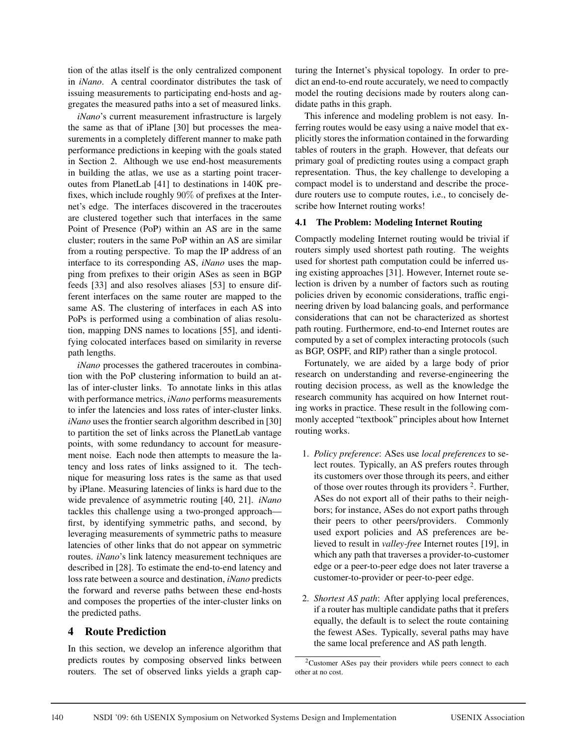tion of the atlas itself is the only centralized component in *iNano*. A central coordinator distributes the task of issuing measurements to participating end-hosts and aggregates the measured paths into a set of measured links.

*iNano*'s current measurement infrastructure is largely the same as that of iPlane [30] but processes the measurements in a completely different manner to make path performance predictions in keeping with the goals stated in Section 2. Although we use end-host measurements in building the atlas, we use as a starting point traceroutes from PlanetLab [41] to destinations in 140K prefixes, which include roughly 90% of prefixes at the Internet's edge. The interfaces discovered in the traceroutes are clustered together such that interfaces in the same Point of Presence (PoP) within an AS are in the same cluster; routers in the same PoP within an AS are similar from a routing perspective. To map the IP address of an interface to its corresponding AS, *iNano* uses the mapping from prefixes to their origin ASes as seen in BGP feeds [33] and also resolves aliases [53] to ensure different interfaces on the same router are mapped to the same AS. The clustering of interfaces in each AS into PoPs is performed using a combination of alias resolution, mapping DNS names to locations [55], and identifying colocated interfaces based on similarity in reverse path lengths.

*iNano* processes the gathered traceroutes in combination with the PoP clustering information to build an atlas of inter-cluster links. To annotate links in this atlas with performance metrics, *iNano* performs measurements to infer the latencies and loss rates of inter-cluster links. *iNano* uses the frontier search algorithm described in [30] to partition the set of links across the PlanetLab vantage points, with some redundancy to account for measurement noise. Each node then attempts to measure the latency and loss rates of links assigned to it. The technique for measuring loss rates is the same as that used by iPlane. Measuring latencies of links is hard due to the wide prevalence of asymmetric routing [40, 21]. *iNano* tackles this challenge using a two-pronged approach—first, by identifying symmetric paths, and second, by leveraging measurements of symmetric paths to measure latencies of other links that do not appear on symmetric routes. *iNano*'s link latency measurement techniques are described in [28]. To estimate the end-to-end latency and loss rate between a source and destination, *iNano* predicts the forward and reverse paths between these end-hosts and composes the properties of the inter-cluster links on the predicted paths.

## 4 Route Prediction

In this section, we develop an inference algorithm that predicts routes by composing observed links between routers. The set of observed links yields a graph capturing the Internet's physical topology. In order to predict an end-to-end route accurately, we need to compactly model the routing decisions made by routers along candidate paths in this graph.

This inference and modeling problem is not easy. Inferring routes would be easy using a naive model that explicitly stores the information contained in the forwarding tables of routers in the graph. However, that defeats our primary goal of predicting routes using a compact graph representation. Thus, the key challenge to developing a compact model is to understand and describe the procedure routers use to compute routes, i.e., to concisely describe how Internet routing works!

### 4.1 The Problem: Modeling Internet Routing

Compactly modeling Internet routing would be trivial if routers simply used shortest path routing. The weights used for shortest path computation could be inferred using existing approaches [31]. However, Internet route selection is driven by a number of factors such as routing policies driven by economic considerations, traffic engineering driven by load balancing goals, and performance considerations that can not be characterized as shortest path routing. Furthermore, end-to-end Internet routes are computed by a set of complex interacting protocols (such as BGP, OSPF, and RIP) rather than a single protocol.

Fortunately, we are aided by a large body of prior research on understanding and reverse-engineering the routing decision process, as well as the knowledge the research community has acquired on how Internet routing works in practice. These result in the following commonly accepted "textbook" principles about how Internet routing works.

1. *Policy preference*: ASes use *local preferences* to select routes. Typically, an AS prefers routes through its customers over those through its peers, and either of those over routes through its providers [2]. Further, ASes do not export all of their paths to their neighbors; for instance, ASes do not export paths through their peers to other peers/providers. Commonly used export policies and AS preferences are believed to result in *valley-free* Internet routes [19], in which any path that traverses a provider-to-customer edge or a peer-to-peer edge does not later traverse a customer-to-provider or peer-to-peer edge.

2. *Shortest AS path*: After applying local preferences, if a router has multiple candidate paths that it prefers equally, the default is to select the route containing the fewest ASes. Typically, several paths may have the same local preference and AS path length.

[2]Customer ASes pay their providers while peers connect to each other at no cost.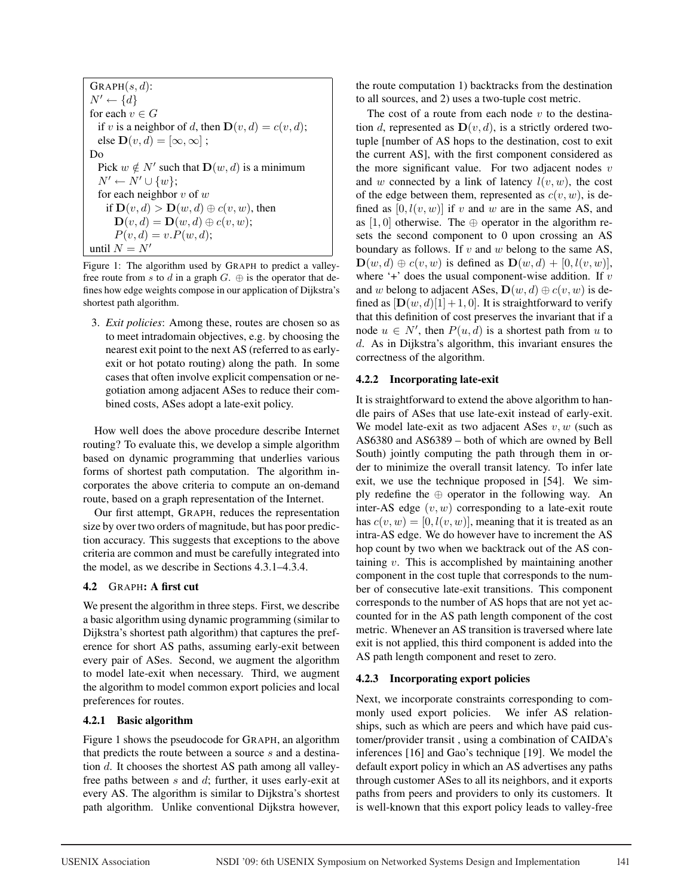```
GRAPH(s, d):
N' ← {d}
for each v ∈ G
  if v is a neighbor of d, then D(v, d) = c(v, d);
  else D(v, d) = [∞, ∞] ;
Do
  Pick w ∉ N' such that D(w, d) is a minimum
  N' ← N' ∪ {w};
  for each neighbor v of w
    if D(v, d) > D(w, d) ⊕ c(v, w), then
      D(v, d) = D(w, d) ⊕ c(v, w);
      P(v, d) = v.P(w, d);
until N = N'
```

Figure 1: The algorithm used by GRAPH to predict a valley-free route from $s$ to $d$ in a graph $G$. $\oplus$ is the operator that defines how edge weights compose in our application of Dijkstra's shortest path algorithm.

3. *Exit policies*: Among these, routes are chosen so as to meet intradomain objectives, e.g. by choosing the nearest exit point to the next AS (referred to as early-exit or hot potato routing) along the path. In some cases that often involve explicit compensation or negotiation among adjacent ASes to reduce their combined costs, ASes adopt a late-exit policy.

How well does the above procedure describe Internet routing? To evaluate this, we develop a simple algorithm based on dynamic programming that underlies various forms of shortest path computation. The algorithm incorporates the above criteria to compute an on-demand route, based on a graph representation of the Internet.

Our first attempt, GRAPH, reduces the representation size by over two orders of magnitude, but has poor prediction accuracy. This suggests that exceptions to the above criteria are common and must be carefully integrated into the model, as we describe in Sections 4.3.1–4.3.4.

## 4.2 GRAPH: A first cut

We present the algorithm in three steps. First, we describe a basic algorithm using dynamic programming (similar to Dijkstra's shortest path algorithm) that captures the preference for short AS paths, assuming early-exit between every pair of ASes. Second, we augment the algorithm to model late-exit when necessary. Third, we augment the algorithm to model common export policies and local preferences for routes.

### 4.2.1 Basic algorithm

Figure 1 shows the pseudocode for GRAPH, an algorithm that predicts the route between a source $s$ and a destination $d$. It chooses the shortest AS path among all valley-free paths between $s$ and $d$; further, it uses early-exit at every AS. The algorithm is similar to Dijkstra's shortest path algorithm. Unlike conventional Dijkstra however, the route computation 1) backtracks from the destination to all sources, and 2) uses a two-tuple cost metric.

The cost of a route from each node $v$ to the destination $d$, represented as $\mathbf{D}(v, d)$, is a strictly ordered two-tuple [number of AS hops to the destination, cost to exit the current AS], with the first component considered as the more significant value. For two adjacent nodes $v$ and $w$ connected by a link of latency $l(v, w)$, the cost of the edge between them, represented as $c(v, w)$, is defined as $[0, l(v, w)]$ if $v$ and $w$ are in the same AS, and as $[1, 0]$ otherwise. The $\oplus$ operator in the algorithm resets the second component to 0 upon crossing an AS boundary as follows. If $v$ and $w$ belong to the same AS, $\mathbf{D}(w, d) \oplus c(v, w)$ is defined as $\mathbf{D}(w, d) + [0, l(v, w)]$, where '+' does the usual component-wise addition. If $v$ and $w$ belong to adjacent ASes, $\mathbf{D}(w, d) \oplus c(v, w)$ is defined as $[\mathbf{D}(w, d)[1] + 1, 0]$. It is straightforward to verify that this definition of cost preserves the invariant that if a node $u \in N'$, then $P(u, d)$ is a shortest path from $u$ to $d$. As in Dijkstra's algorithm, this invariant ensures the correctness of the algorithm.

### 4.2.2 Incorporating late-exit

It is straightforward to extend the above algorithm to handle pairs of ASes that use late-exit instead of early-exit. We model late-exit as two adjacent ASes $v, w$ (such as AS6380 and AS6389 – both of which are owned by Bell South) jointly computing the path through them in order to minimize the overall transit latency. To infer late exit, we use the technique proposed in [54]. We simply redefine the $\oplus$ operator in the following way. An inter-AS edge $(v, w)$ corresponding to a late-exit route has $c(v, w) = [0, l(v, w)]$, meaning that it is treated as an intra-AS edge. We do however have to increment the AS hop count by two when we backtrack out of the AS containing $v$. This is accomplished by maintaining another component in the cost tuple that corresponds to the number of consecutive late-exit transitions. This component corresponds to the number of AS hops that are not yet accounted for in the AS path length component of the cost metric. Whenever an AS transition is traversed where late exit is not applied, this third component is added into the AS path length component and reset to zero.

### 4.2.3 Incorporating export policies

Next, we incorporate constraints corresponding to commonly used export policies. We infer AS relationships, such as which are peers and which have paid customer/provider transit , using a combination of CAIDA's inferences [16] and Gao's technique [19]. We model the default export policy in which an AS advertises any paths through customer ASes to all its neighbors, and it exports paths from peers and providers to only its customers. It is well-known that this export policy leads to valley-free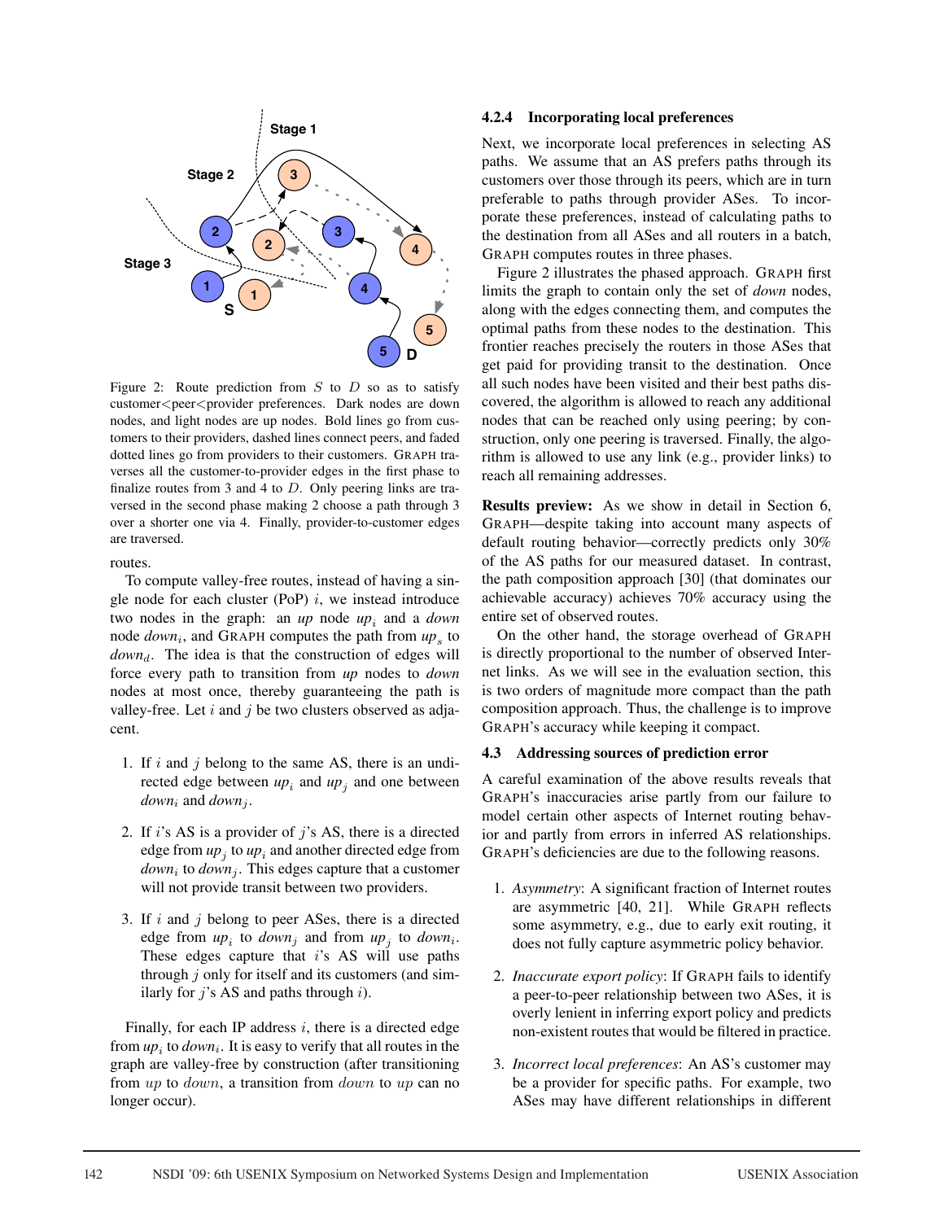Figure 2: Route prediction from $S$ to $D$ so as to satisfy customer<peer<provider preferences. Dark nodes are down nodes, and light nodes are up nodes. Bold lines go from customers to their providers, dashed lines connect peers, and faded dotted lines go from providers to their customers. GRAPH traverses all the customer-to-provider edges in the first phase to finalize routes from 3 and 4 to $D$. Only peering links are traversed in the second phase making 2 choose a path through 3 over a shorter one via 4. Finally, provider-to-customer edges are traversed.

routes.

To compute valley-free routes, instead of having a single node for each cluster (PoP) $i$, we instead introduce two nodes in the graph: an *up* node $up_i$ and a *down* node $down_i$, and GRAPH computes the path from $up_s$ to $down_d$. The idea is that the construction of edges will force every path to transition from *up* nodes to *down* nodes at most once, thereby guaranteeing the path is valley-free. Let $i$ and $j$ be two clusters observed as adjacent.

1. If $i$ and $j$ belong to the same AS, there is an undirected edge between $up_i$ and $up_j$ and one between $down_i$ and $down_j$.
2. If $i$'s AS is a provider of $j$'s AS, there is a directed edge from $up_j$ to $up_i$ and another directed edge from $down_i$ to $down_j$. This edges capture that a customer will not provide transit between two providers.
3. If $i$ and $j$ belong to peer ASes, there is a directed edge from $up_i$ to $down_j$ and from $up_j$ to $down_i$. These edges capture that $i$'s AS will use paths through $j$ only for itself and its customers (and similarly for $j$'s AS and paths through $i$).

Finally, for each IP address $i$, there is a directed edge from $up_i$ to $down_i$. It is easy to verify that all routes in the graph are valley-free by construction (after transitioning from $up$ to $down$, a transition from $down$ to $up$ can no longer occur).

### 4.2.4 Incorporating local preferences

Next, we incorporate local preferences in selecting AS paths. We assume that an AS prefers paths through its customers over those through its peers, which are in turn preferable to paths through provider ASes. To incorporate these preferences, instead of calculating paths to the destination from all ASes and all routers in a batch, GRAPH computes routes in three phases.

Figure 2 illustrates the phased approach. GRAPH first limits the graph to contain only the set of *down* nodes, along with the edges connecting them, and computes the optimal paths from these nodes to the destination. This frontier reaches precisely the routers in those ASes that get paid for providing transit to the destination. Once all such nodes have been visited and their best paths discovered, the algorithm is allowed to reach any additional nodes that can be reached only using peering; by construction, only one peering is traversed. Finally, the algorithm is allowed to use any link (e.g., provider links) to reach all remaining addresses.

**Results preview:** As we show in detail in Section 6, GRAPH—despite taking into account many aspects of default routing behavior—correctly predicts only 30% of the AS paths for our measured dataset. In contrast, the path composition approach [30] (that dominates our achievable accuracy) achieves 70% accuracy using the entire set of observed routes.

On the other hand, the storage overhead of GRAPH is directly proportional to the number of observed Internet links. As we will see in the evaluation section, this is two orders of magnitude more compact than the path composition approach. Thus, the challenge is to improve GRAPH's accuracy while keeping it compact.

## 4.3 Addressing sources of prediction error

A careful examination of the above results reveals that GRAPH's inaccuracies arise partly from our failure to model certain other aspects of Internet routing behavior and partly from errors in inferred AS relationships. GRAPH's deficiencies are due to the following reasons.

1. *Asymmetry*: A significant fraction of Internet routes are asymmetric [40, 21]. While GRAPH reflects some asymmetry, e.g., due to early exit routing, it does not fully capture asymmetric policy behavior.
2. *Inaccurate export policy*: If GRAPH fails to identify a peer-to-peer relationship between two ASes, it is overly lenient in inferring export policy and predicts non-existent routes that would be filtered in practice.
3. *Incorrect local preferences*: An AS's customer may be a provider for specific paths. For example, two ASes may have different relationships in different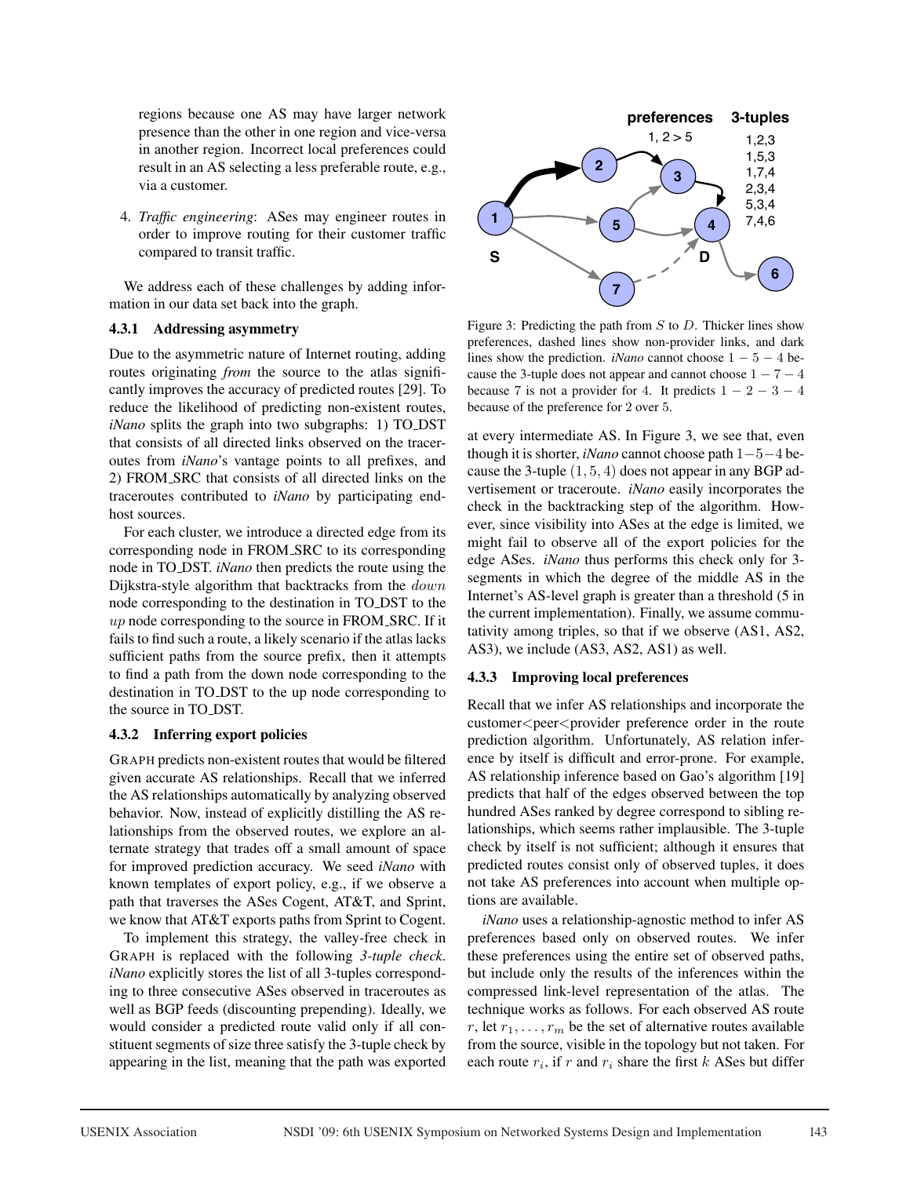regions because one AS may have larger network presence than the other in one region and vice-versa in another region. Incorrect local preferences could result in an AS selecting a less preferable route, e.g., via a customer.

4. *Traffic engineering*: ASes may engineer routes in order to improve routing for their customer traffic compared to transit traffic.

We address each of these challenges by adding information in our data set back into the graph.

### 4.3.1 Addressing asymmetry

Due to the asymmetric nature of Internet routing, adding routes originating *from* the source to the atlas significantly improves the accuracy of predicted routes [29]. To reduce the likelihood of predicting non-existent routes, *iNano* splits the graph into two subgraphs: 1) TO_DST that consists of all directed links observed on the traceroutes from *iNano*'s vantage points to all prefixes, and 2) FROM_SRC that consists of all directed links on the traceroutes contributed to *iNano* by participating end-host sources.

For each cluster, we introduce a directed edge from its corresponding node in FROM_SRC to its corresponding node in TO_DST. *iNano* then predicts the route using the Dijkstra-style algorithm that backtracks from the $down$ node corresponding to the destination in TO_DST to the $up$ node corresponding to the source in FROM_SRC. If it fails to find such a route, a likely scenario if the atlas lacks sufficient paths from the source prefix, then it attempts to find a path from the down node corresponding to the destination in TO_DST to the up node corresponding to the source in TO_DST.

### 4.3.2 Inferring export policies

GRAPH predicts non-existent routes that would be filtered given accurate AS relationships. Recall that we inferred the AS relationships automatically by analyzing observed behavior. Now, instead of explicitly distilling the AS relationships from the observed routes, we explore an alternate strategy that trades off a small amount of space for improved prediction accuracy. We seed *iNano* with known templates of export policy, e.g., if we observe a path that traverses the ASes Cogent, AT&T, and Sprint, we know that AT&T exports paths from Sprint to Cogent.

To implement this strategy, the valley-free check in GRAPH is replaced with the following *3-tuple check*. *iNano* explicitly stores the list of all 3-tuples corresponding to three consecutive ASes observed in traceroutes as well as BGP feeds (discounting prepending). Ideally, we would consider a predicted route valid only if all constituent segments of size three satisfy the 3-tuple check by appearing in the list, meaning that the path was exported

Figure 3: Predicting the path from $S$ to $D$. Thicker lines show preferences, dashed lines show non-provider links, and dark lines show the prediction. *iNano* cannot choose $1-5-4$ because the 3-tuple does not appear and cannot choose $1-7-4$ because 7 is not a provider for 4. It predicts $1-2-3-4$ because of the preference for 2 over 5.

at every intermediate AS. In Figure 3, we see that, even though it is shorter, *iNano* cannot choose path $1-5-4$ because the 3-tuple $(1, 5, 4)$ does not appear in any BGP advertisement or traceroute. *iNano* easily incorporates the check in the backtracking step of the algorithm. However, since visibility into ASes at the edge is limited, we might fail to observe all of the export policies for the edge ASes. *iNano* thus performs this check only for 3-segments in which the degree of the middle AS in the Internet's AS-level graph is greater than a threshold (5 in the current implementation). Finally, we assume commutativity among triples, so that if we observe (AS1, AS2, AS3), we include (AS3, AS2, AS1) as well.

### 4.3.3 Improving local preferences

Recall that we infer AS relationships and incorporate the customer<peer<provider preference order in the route prediction algorithm. Unfortunately, AS relation inference by itself is difficult and error-prone. For example, AS relationship inference based on Gao's algorithm [19] predicts that half of the edges observed between the top hundred ASes ranked by degree correspond to sibling relationships, which seems rather implausible. The 3-tuple check by itself is not sufficient; although it ensures that predicted routes consist only of observed tuples, it does not take AS preferences into account when multiple options are available.

*iNano* uses a relationship-agnostic method to infer AS preferences based only on observed routes. We infer these preferences using the entire set of observed paths, but include only the results of the inferences within the compressed link-level representation of the atlas. The technique works as follows. For each observed AS route $r$, let $r_1, \ldots, r_m$ be the set of alternative routes available from the source, visible in the topology but not taken. For each route $r_i$, if $r$ and $r_i$ share the first $k$ ASes but differ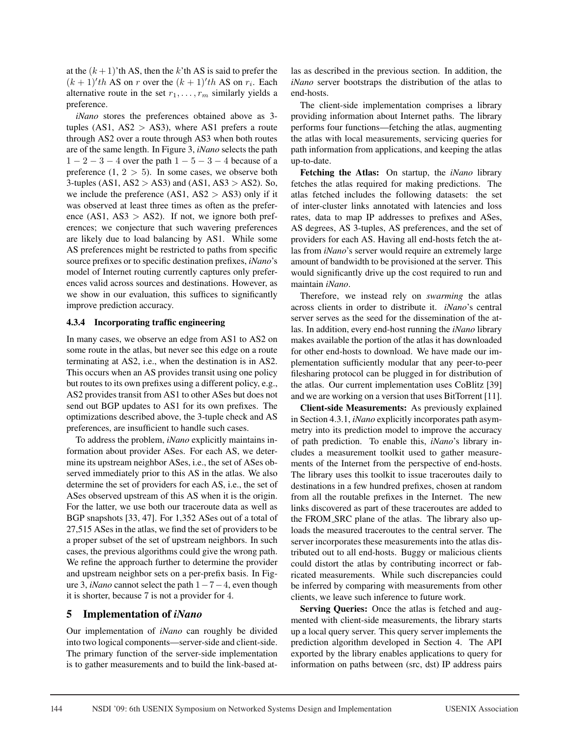at the $(k+1)$'th AS, then the $k$'th AS is said to prefer the $(k+1)'th$ AS on $r$ over the $(k+1)'th$ AS on $r_i$. Each alternative route in the set $r_1, \ldots, r_m$ similarly yields a preference.

*iNano* stores the preferences obtained above as 3-tuples (AS1, AS2 $>$ AS3), where AS1 prefers a route through AS2 over a route through AS3 when both routes are of the same length. In Figure 3, *iNano* selects the path $1-2-3-4$ over the path $1-5-3-4$ because of a preference (1, $2 > 5$). In some cases, we observe both 3-tuples (AS1, AS2 $>$ AS3) and (AS1, AS3 $>$ AS2). So, we include the preference (AS1, AS2 $>$ AS3) only if it was observed at least three times as often as the preference (AS1, AS3 $>$ AS2). If not, we ignore both preferences; we conjecture that such wavering preferences are likely due to load balancing by AS1. While some AS preferences might be restricted to paths from specific source prefixes or to specific destination prefixes, *iNano*'s model of Internet routing currently captures only preferences valid across sources and destinations. However, as we show in our evaluation, this suffices to significantly improve prediction accuracy.

#### 4.3.4 Incorporating traffic engineering

In many cases, we observe an edge from AS1 to AS2 on some route in the atlas, but never see this edge on a route terminating at AS2, i.e., when the destination is in AS2. This occurs when an AS provides transit using one policy but routes to its own prefixes using a different policy, e.g., AS2 provides transit from AS1 to other ASes but does not send out BGP updates to AS1 for its own prefixes. The optimizations described above, the 3-tuple check and AS preferences, are insufficient to handle such cases.

To address the problem, *iNano* explicitly maintains information about provider ASes. For each AS, we determine its upstream neighbor ASes, i.e., the set of ASes observed immediately prior to this AS in the atlas. We also determine the set of providers for each AS, i.e., the set of ASes observed upstream of this AS when it is the origin. For the latter, we use both our traceroute data as well as BGP snapshots [33, 47]. For 1,352 ASes out of a total of 27,515 ASes in the atlas, we find the set of providers to be a proper subset of the set of upstream neighbors. In such cases, the previous algorithms could give the wrong path. We refine the approach further to determine the provider and upstream neighbor sets on a per-prefix basis. In Figure 3, *iNano* cannot select the path $1-7-4$, even though it is shorter, because 7 is not a provider for 4.

## 5 Implementation of *iNano*

Our implementation of *iNano* can roughly be divided into two logical components—server-side and client-side. The primary function of the server-side implementation is to gather measurements and to build the link-based atlas as described in the previous section. In addition, the *iNano* server bootstraps the distribution of the atlas to end-hosts.

The client-side implementation comprises a library providing information about Internet paths. The library performs four functions—fetching the atlas, augmenting the atlas with local measurements, servicing queries for path information from applications, and keeping the atlas up-to-date.

**Fetching the Atlas:** On startup, the *iNano* library fetches the atlas required for making predictions. The atlas fetched includes the following datasets: the set of inter-cluster links annotated with latencies and loss rates, data to map IP addresses to prefixes and ASes, AS degrees, AS 3-tuples, AS preferences, and the set of providers for each AS. Having all end-hosts fetch the atlas from *iNano*'s server would require an extremely large amount of bandwidth to be provisioned at the server. This would significantly drive up the cost required to run and maintain *iNano*.

Therefore, we instead rely on *swarming* the atlas across clients in order to distribute it. *iNano*'s central server serves as the seed for the dissemination of the atlas. In addition, every end-host running the *iNano* library makes available the portion of the atlas it has downloaded for other end-hosts to download. We have made our implementation sufficiently modular that any peer-to-peer filesharing protocol can be plugged in for distribution of the atlas. Our current implementation uses CoBlitz [39] and we are working on a version that uses BitTorrent [11].

**Client-side Measurements:** As previously explained in Section 4.3.1, *iNano* explicitly incorporates path asymmetry into its prediction model to improve the accuracy of path prediction. To enable this, *iNano*'s library includes a measurement toolkit used to gather measurements of the Internet from the perspective of end-hosts. The library uses this toolkit to issue traceroutes daily to destinations in a few hundred prefixes, chosen at random from all the routable prefixes in the Internet. The new links discovered as part of these traceroutes are added to the FROM_SRC plane of the atlas. The library also uploads the measured traceroutes to the central server. The server incorporates these measurements into the atlas distributed out to all end-hosts. Buggy or malicious clients could distort the atlas by contributing incorrect or fabricated measurements. While such discrepancies could be inferred by comparing with measurements from other clients, we leave such inference to future work.

**Serving Queries:** Once the atlas is fetched and augmented with client-side measurements, the library starts up a local query server. This query server implements the prediction algorithm developed in Section 4. The API exported by the library enables applications to query for information on paths between (src, dst) IP address pairs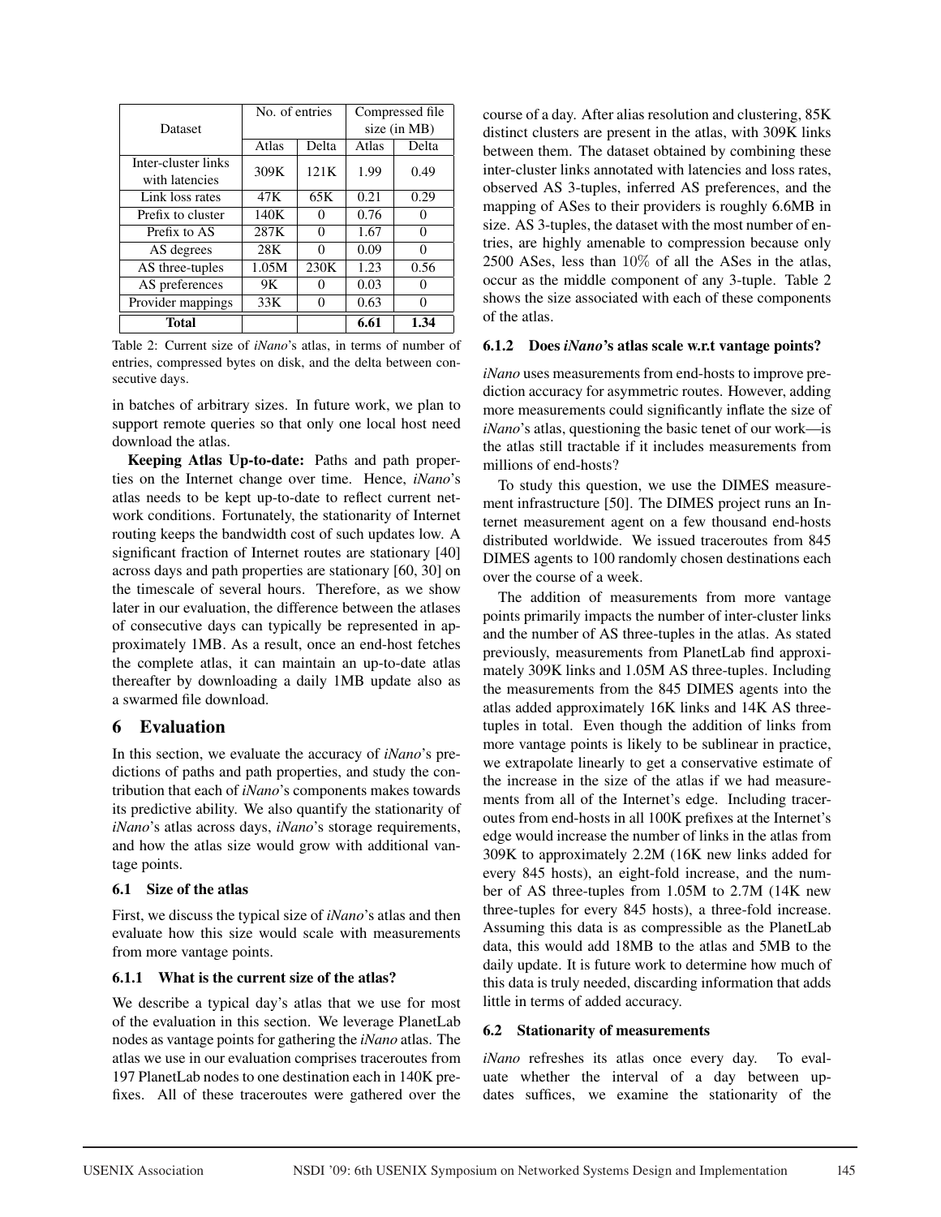| Dataset | No. of entries | | Compressed file size (in MB) | |
|---|---|---|---|---|
| | Atlas | Delta | Atlas | Delta |
| Inter-cluster links with latencies | 309K | 121K | 1.99 | 0.49 |
| Link loss rates | 47K | 65K | 0.21 | 0.29 |
| Prefix to cluster | 140K | 0 | 0.76 | 0 |
| Prefix to AS | 287K | 0 | 1.67 | 0 |
| AS degrees | 28K | 0 | 0.09 | 0 |
| AS three-tuples | 1.05M | 230K | 1.23 | 0.56 |
| AS preferences | 9K | 0 | 0.03 | 0 |
| Provider mappings | 33K | 0 | 0.63 | 0 |
| **Total** | | | **6.61** | **1.34** |

Table 2: Current size of *iNano*'s atlas, in terms of number of entries, compressed bytes on disk, and the delta between consecutive days.

in batches of arbitrary sizes. In future work, we plan to support remote queries so that only one local host need download the atlas.

**Keeping Atlas Up-to-date:** Paths and path properties on the Internet change over time. Hence, *iNano*'s atlas needs to be kept up-to-date to reflect current network conditions. Fortunately, the stationarity of Internet routing keeps the bandwidth cost of such updates low. A significant fraction of Internet routes are stationary [40] across days and path properties are stationary [60, 30] on the timescale of several hours. Therefore, as we show later in our evaluation, the difference between the atlases of consecutive days can typically be represented in approximately 1MB. As a result, once an end-host fetches the complete atlas, it can maintain an up-to-date atlas thereafter by downloading a daily 1MB update also as a swarmed file download.

# 6 Evaluation

In this section, we evaluate the accuracy of *iNano*'s predictions of paths and path properties, and study the contribution that each of *iNano*'s components makes towards its predictive ability. We also quantify the stationarity of *iNano*'s atlas across days, *iNano*'s storage requirements, and how the atlas size would grow with additional vantage points.

## 6.1 Size of the atlas

First, we discuss the typical size of *iNano*'s atlas and then evaluate how this size would scale with measurements from more vantage points.

### 6.1.1 What is the current size of the atlas?

We describe a typical day's atlas that we use for most of the evaluation in this section. We leverage PlanetLab nodes as vantage points for gathering the *iNano* atlas. The atlas we use in our evaluation comprises traceroutes from 197 PlanetLab nodes to one destination each in 140K prefixes. All of these traceroutes were gathered over the course of a day. After alias resolution and clustering, 85K distinct clusters are present in the atlas, with 309K links between them. The dataset obtained by combining these inter-cluster links annotated with latencies and loss rates, observed AS 3-tuples, inferred AS preferences, and the mapping of ASes to their providers is roughly 6.6MB in size. AS 3-tuples, the dataset with the most number of entries, are highly amenable to compression because only 2500 ASes, less than $10\%$ of all the ASes in the atlas, occur as the middle component of any 3-tuple. Table 2 shows the size associated with each of these components of the atlas.

### 6.1.2 Does *iNano*'s atlas scale w.r.t vantage points?

*iNano* uses measurements from end-hosts to improve prediction accuracy for asymmetric routes. However, adding more measurements could significantly inflate the size of *iNano*'s atlas, questioning the basic tenet of our work—is the atlas still tractable if it includes measurements from millions of end-hosts?

To study this question, we use the DIMES measurement infrastructure [50]. The DIMES project runs an Internet measurement agent on a few thousand end-hosts distributed worldwide. We issued traceroutes from 845 DIMES agents to 100 randomly chosen destinations each over the course of a week.

The addition of measurements from more vantage points primarily impacts the number of inter-cluster links and the number of AS three-tuples in the atlas. As stated previously, measurements from PlanetLab find approximately 309K links and 1.05M AS three-tuples. Including the measurements from the 845 DIMES agents into the atlas added approximately 16K links and 14K AS three-tuples in total. Even though the addition of links from more vantage points is likely to be sublinear in practice, we extrapolate linearly to get a conservative estimate of the increase in the size of the atlas if we had measurements from all of the Internet's edge. Including traceroutes from end-hosts in all 100K prefixes at the Internet's edge would increase the number of links in the atlas from 309K to approximately 2.2M (16K new links added for every 845 hosts), an eight-fold increase, and the number of AS three-tuples from 1.05M to 2.7M (14K new three-tuples for every 845 hosts), a three-fold increase. Assuming this data is as compressible as the PlanetLab data, this would add 18MB to the atlas and 5MB to the daily update. It is future work to determine how much of this data is truly needed, discarding information that adds little in terms of added accuracy.

## 6.2 Stationarity of measurements

*iNano* refreshes its atlas once every day. To evaluate whether the interval of a day between updates suffices, we examine the stationarity of the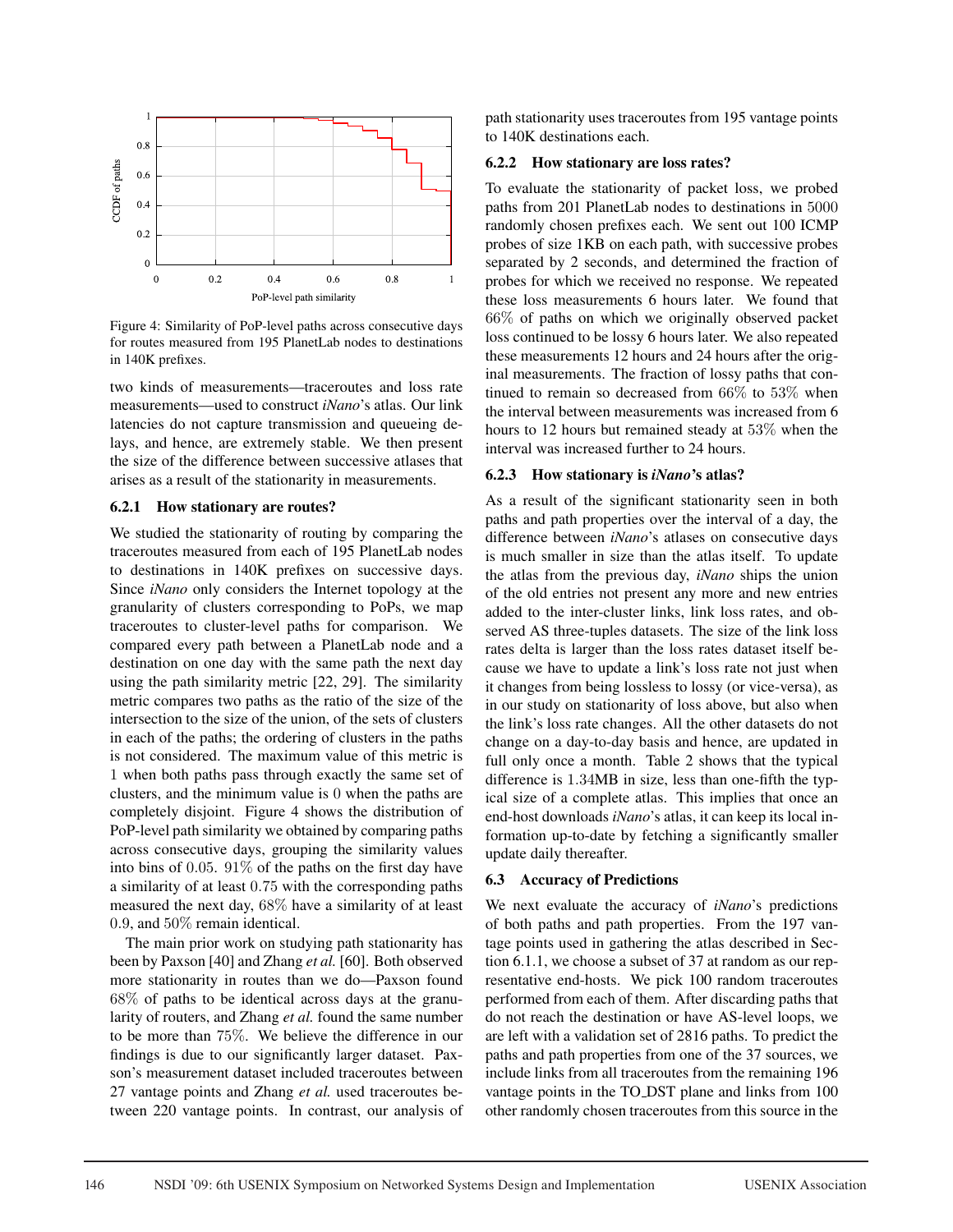Figure 4: Similarity of PoP-level paths across consecutive days for routes measured from 195 PlanetLab nodes to destinations in 140K prefixes.

two kinds of measurements—traceroutes and loss rate measurements—used to construct *iNano*'s atlas. Our link latencies do not capture transmission and queueing delays, and hence, are extremely stable. We then present the size of the difference between successive atlases that arises as a result of the stationarity in measurements.

#### 6.2.1 How stationary are routes?

We studied the stationarity of routing by comparing the traceroutes measured from each of 195 PlanetLab nodes to destinations in 140K prefixes on successive days. Since *iNano* only considers the Internet topology at the granularity of clusters corresponding to PoPs, we map traceroutes to cluster-level paths for comparison. We compared every path between a PlanetLab node and a destination on one day with the same path the next day using the path similarity metric [22, 29]. The similarity metric compares two paths as the ratio of the size of the intersection to the size of the union, of the sets of clusters in each of the paths; the ordering of clusters in the paths is not considered. The maximum value of this metric is 1 when both paths pass through exactly the same set of clusters, and the minimum value is 0 when the paths are completely disjoint. Figure 4 shows the distribution of PoP-level path similarity we obtained by comparing paths across consecutive days, grouping the similarity values into bins of 0.05. 91% of the paths on the first day have a similarity of at least 0.75 with the corresponding paths measured the next day, 68% have a similarity of at least 0.9, and 50% remain identical.

The main prior work on studying path stationarity has been by Paxson [40] and Zhang *et al.* [60]. Both observed more stationarity in routes than we do—Paxson found 68% of paths to be identical across days at the granularity of routers, and Zhang *et al.* found the same number to be more than 75%. We believe the difference in our findings is due to our significantly larger dataset. Paxson's measurement dataset included traceroutes between 27 vantage points and Zhang *et al.* used traceroutes between 220 vantage points. In contrast, our analysis of path stationarity uses traceroutes from 195 vantage points to 140K destinations each.

#### 6.2.2 How stationary are loss rates?

To evaluate the stationarity of packet loss, we probed paths from 201 PlanetLab nodes to destinations in 5000 randomly chosen prefixes each. We sent out 100 ICMP probes of size 1KB on each path, with successive probes separated by 2 seconds, and determined the fraction of probes for which we received no response. We repeated these loss measurements 6 hours later. We found that 66% of paths on which we originally observed packet loss continued to be lossy 6 hours later. We also repeated these measurements 12 hours and 24 hours after the original measurements. The fraction of lossy paths that continued to remain so decreased from 66% to 53% when the interval between measurements was increased from 6 hours to 12 hours but remained steady at 53% when the interval was increased further to 24 hours.

#### 6.2.3 How stationary is *iNano*'s atlas?

As a result of the significant stationarity seen in both paths and path properties over the interval of a day, the difference between *iNano*'s atlases on consecutive days is much smaller in size than the atlas itself. To update the atlas from the previous day, *iNano* ships the union of the old entries not present any more and new entries added to the inter-cluster links, link loss rates, and observed AS three-tuples datasets. The size of the link loss rates delta is larger than the loss rates dataset itself because we have to update a link's loss rate not just when it changes from being lossless to lossy (or vice-versa), as in our study on stationarity of loss above, but also when the link's loss rate changes. All the other datasets do not change on a day-to-day basis and hence, are updated in full only once a month. Table 2 shows that the typical difference is 1.34MB in size, less than one-fifth the typical size of a complete atlas. This implies that once an end-host downloads *iNano*'s atlas, it can keep its local information up-to-date by fetching a significantly smaller update daily thereafter.

### 6.3 Accuracy of Predictions

We next evaluate the accuracy of *iNano*'s predictions of both paths and path properties. From the 197 vantage points used in gathering the atlas described in Section 6.1.1, we choose a subset of 37 at random as our representative end-hosts. We pick 100 random traceroutes performed from each of them. After discarding paths that do not reach the destination or have AS-level loops, we are left with a validation set of 2816 paths. To predict the paths and path properties from one of the 37 sources, we include links from all traceroutes from the remaining 196 vantage points in the TO_DST plane and links from 100 other randomly chosen traceroutes from this source in the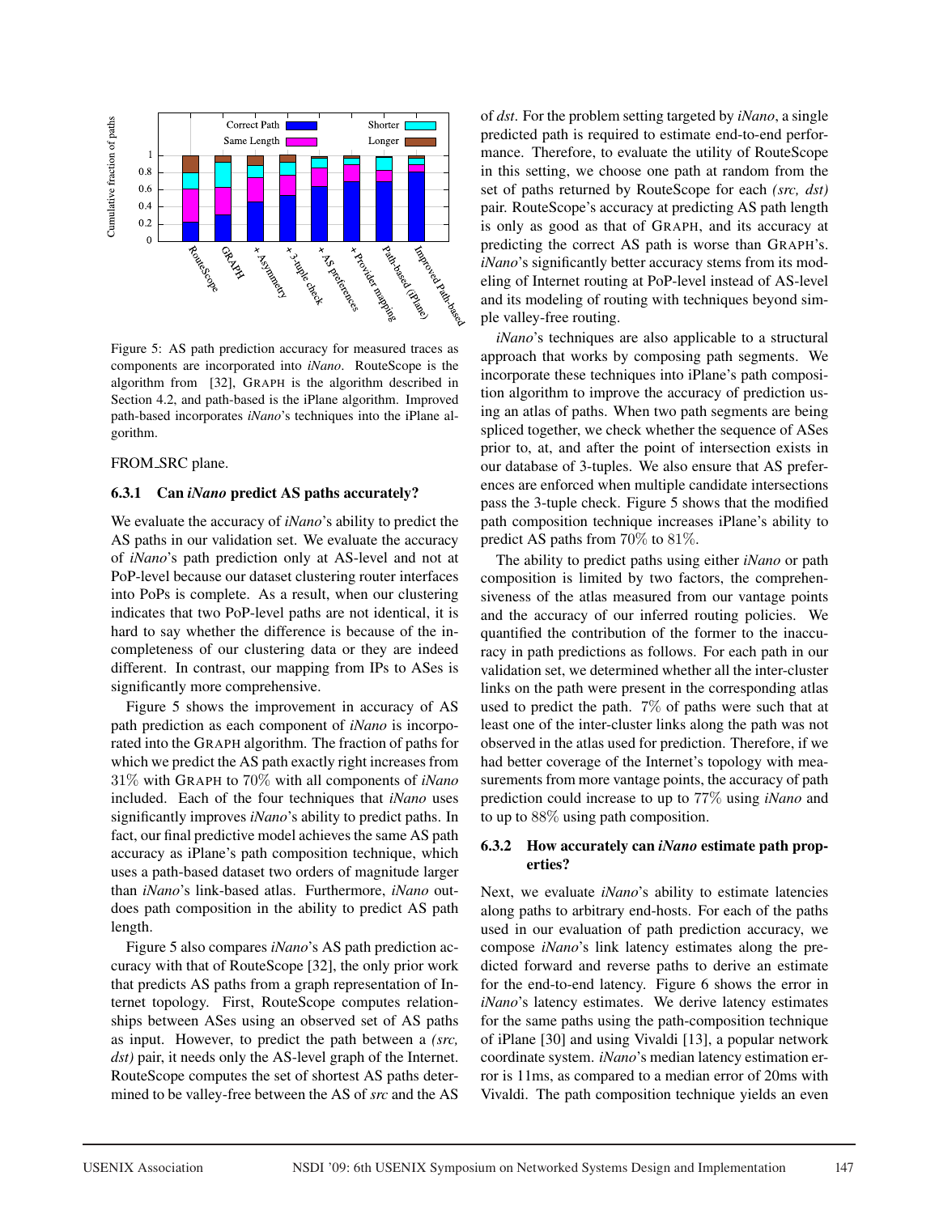Figure 5: AS path prediction accuracy for measured traces as components are incorporated into *iNano*. RouteScope is the algorithm from [32], GRAPH is the algorithm described in Section 4.2, and path-based is the iPlane algorithm. Improved path-based incorporates *iNano*'s techniques into the iPlane algorithm.

FROM_SRC plane.

### 6.3.1 Can *iNano* predict AS paths accurately?

We evaluate the accuracy of *iNano*'s ability to predict the AS paths in our validation set. We evaluate the accuracy of *iNano*'s path prediction only at AS-level and not at PoP-level because our dataset clustering router interfaces into PoPs is complete. As a result, when our clustering indicates that two PoP-level paths are not identical, it is hard to say whether the difference is because of the incompleteness of our clustering data or they are indeed different. In contrast, our mapping from IPs to ASes is significantly more comprehensive.

Figure 5 shows the improvement in accuracy of AS path prediction as each component of *iNano* is incorporated into the GRAPH algorithm. The fraction of paths for which we predict the AS path exactly right increases from 31% with GRAPH to 70% with all components of *iNano* included. Each of the four techniques that *iNano* uses significantly improves *iNano*'s ability to predict paths. In fact, our final predictive model achieves the same AS path accuracy as iPlane's path composition technique, which uses a path-based dataset two orders of magnitude larger than *iNano*'s link-based atlas. Furthermore, *iNano* outdoes path composition in the ability to predict AS path length.

Figure 5 also compares *iNano*'s AS path prediction accuracy with that of RouteScope [32], the only prior work that predicts AS paths from a graph representation of Internet topology. First, RouteScope computes relationships between ASes using an observed set of AS paths as input. However, to predict the path between a *(src, dst)* pair, it needs only the AS-level graph of the Internet. RouteScope computes the set of shortest AS paths determined to be valley-free between the AS of *src* and the AS of *dst*. For the problem setting targeted by *iNano*, a single predicted path is required to estimate end-to-end performance. Therefore, to evaluate the utility of RouteScope in this setting, we choose one path at random from the set of paths returned by RouteScope for each *(src, dst)* pair. RouteScope's accuracy at predicting AS path length is only as good as that of GRAPH, and its accuracy at predicting the correct AS path is worse than GRAPH's. *iNano*'s significantly better accuracy stems from its modeling of Internet routing at PoP-level instead of AS-level and its modeling of routing with techniques beyond simple valley-free routing.

*iNano*'s techniques are also applicable to a structural approach that works by composing path segments. We incorporate these techniques into iPlane's path composition algorithm to improve the accuracy of prediction using an atlas of paths. When two path segments are being spliced together, we check whether the sequence of ASes prior to, at, and after the point of intersection exists in our database of 3-tuples. We also ensure that AS preferences are enforced when multiple candidate intersections pass the 3-tuple check. Figure 5 shows that the modified path composition technique increases iPlane's ability to predict AS paths from 70% to 81%.

The ability to predict paths using either *iNano* or path composition is limited by two factors, the comprehensiveness of the atlas measured from our vantage points and the accuracy of our inferred routing policies. We quantified the contribution of the former to the inaccuracy in path predictions as follows. For each path in our validation set, we determined whether all the inter-cluster links on the path were present in the corresponding atlas used to predict the path. 7% of paths were such that at least one of the inter-cluster links along the path was not observed in the atlas used for prediction. Therefore, if we had better coverage of the Internet's topology with measurements from more vantage points, the accuracy of path prediction could increase to up to 77% using *iNano* and to up to 88% using path composition.

### 6.3.2 How accurately can *iNano* estimate path properties?

Next, we evaluate *iNano*'s ability to estimate latencies along paths to arbitrary end-hosts. For each of the paths used in our evaluation of path prediction accuracy, we compose *iNano*'s link latency estimates along the predicted forward and reverse paths to derive an estimate for the end-to-end latency. Figure 6 shows the error in *iNano*'s latency estimates. We derive latency estimates for the same paths using the path-composition technique of iPlane [30] and using Vivaldi [13], a popular network coordinate system. *iNano*'s median latency estimation error is 11ms, as compared to a median error of 20ms with Vivaldi. The path composition technique yields an even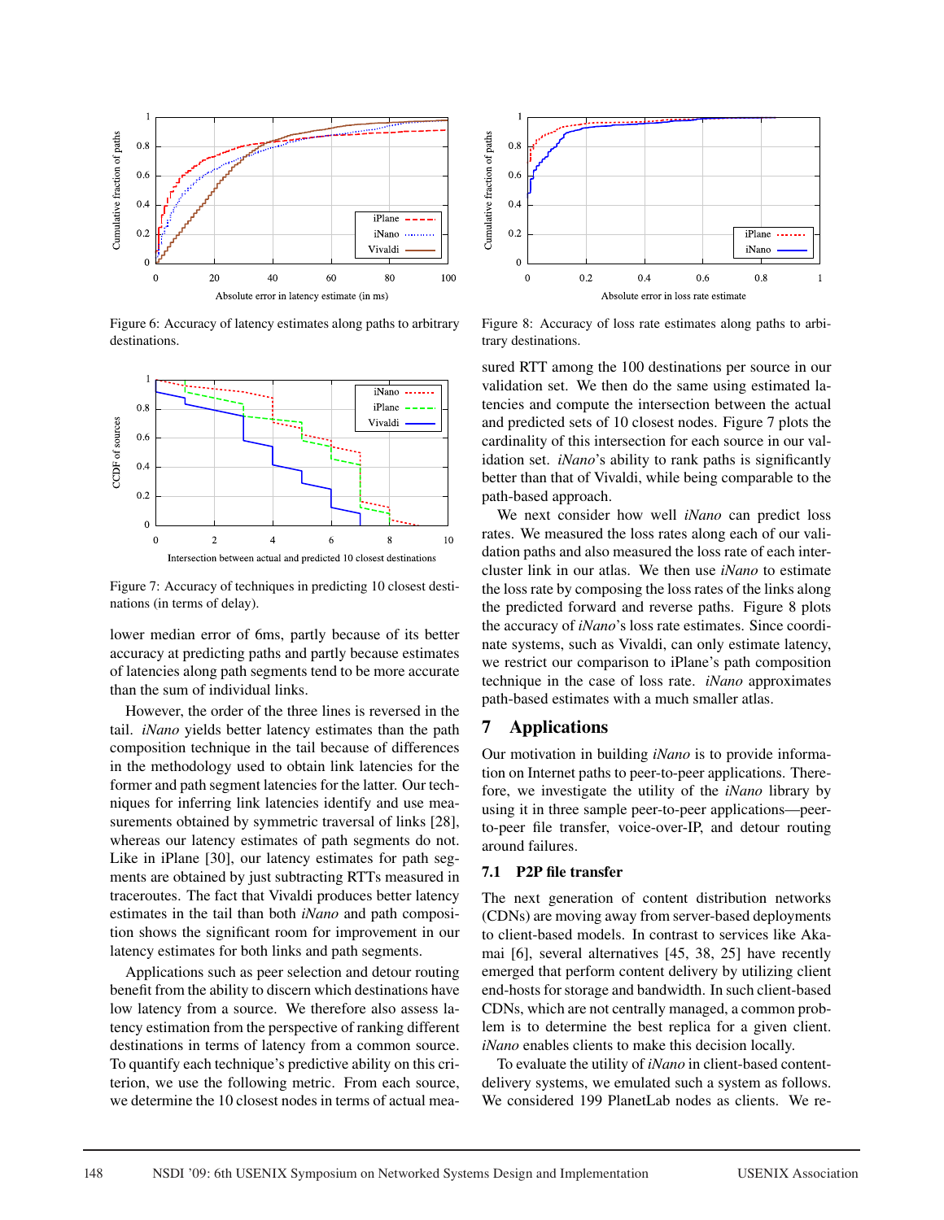Figure 6: Accuracy of latency estimates along paths to arbitrary destinations.

Figure 7: Accuracy of techniques in predicting 10 closest destinations (in terms of delay).

lower median error of 6ms, partly because of its better accuracy at predicting paths and partly because estimates of latencies along path segments tend to be more accurate than the sum of individual links.

However, the order of the three lines is reversed in the tail. *iNano* yields better latency estimates than the path composition technique in the tail because of differences in the methodology used to obtain link latencies for the former and path segment latencies for the latter. Our techniques for inferring link latencies identify and use measurements obtained by symmetric traversal of links [28], whereas our latency estimates of path segments do not. Like in iPlane [30], our latency estimates for path segments are obtained by just subtracting RTTs measured in traceroutes. The fact that Vivaldi produces better latency estimates in the tail than both *iNano* and path composition shows the significant room for improvement in our latency estimates for both links and path segments.

Applications such as peer selection and detour routing benefit from the ability to discern which destinations have low latency from a source. We therefore also assess latency estimation from the perspective of ranking different destinations in terms of latency from a common source. To quantify each technique's predictive ability on this criterion, we use the following metric. From each source, we determine the 10 closest nodes in terms of actual measured RTT among the 100 destinations per source in our validation set. We then do the same using estimated latencies and compute the intersection between the actual and predicted sets of 10 closest nodes. Figure 7 plots the cardinality of this intersection for each source in our validation set. *iNano*'s ability to rank paths is significantly better than that of Vivaldi, while being comparable to the path-based approach.

Figure 8: Accuracy of loss rate estimates along paths to arbitrary destinations.

We next consider how well *iNano* can predict loss rates. We measured the loss rates along each of our validation paths and also measured the loss rate of each intercluster link in our atlas. We then use *iNano* to estimate the loss rate by composing the loss rates of the links along the predicted forward and reverse paths. Figure 8 plots the accuracy of *iNano*'s loss rate estimates. Since coordinate systems, such as Vivaldi, can only estimate latency, we restrict our comparison to iPlane's path composition technique in the case of loss rate. *iNano* approximates path-based estimates with a much smaller atlas.

## 7 Applications

Our motivation in building *iNano* is to provide information on Internet paths to peer-to-peer applications. Therefore, we investigate the utility of the *iNano* library by using it in three sample peer-to-peer applications—peer-to-peer file transfer, voice-over-IP, and detour routing around failures.

### 7.1 P2P file transfer

The next generation of content distribution networks (CDNs) are moving away from server-based deployments to client-based models. In contrast to services like Akamai [6], several alternatives [45, 38, 25] have recently emerged that perform content delivery by utilizing client end-hosts for storage and bandwidth. In such client-based CDNs, which are not centrally managed, a common problem is to determine the best replica for a given client. *iNano* enables clients to make this decision locally.

To evaluate the utility of *iNano* in client-based content-delivery systems, we emulated such a system as follows. We considered 199 PlanetLab nodes as clients. We re-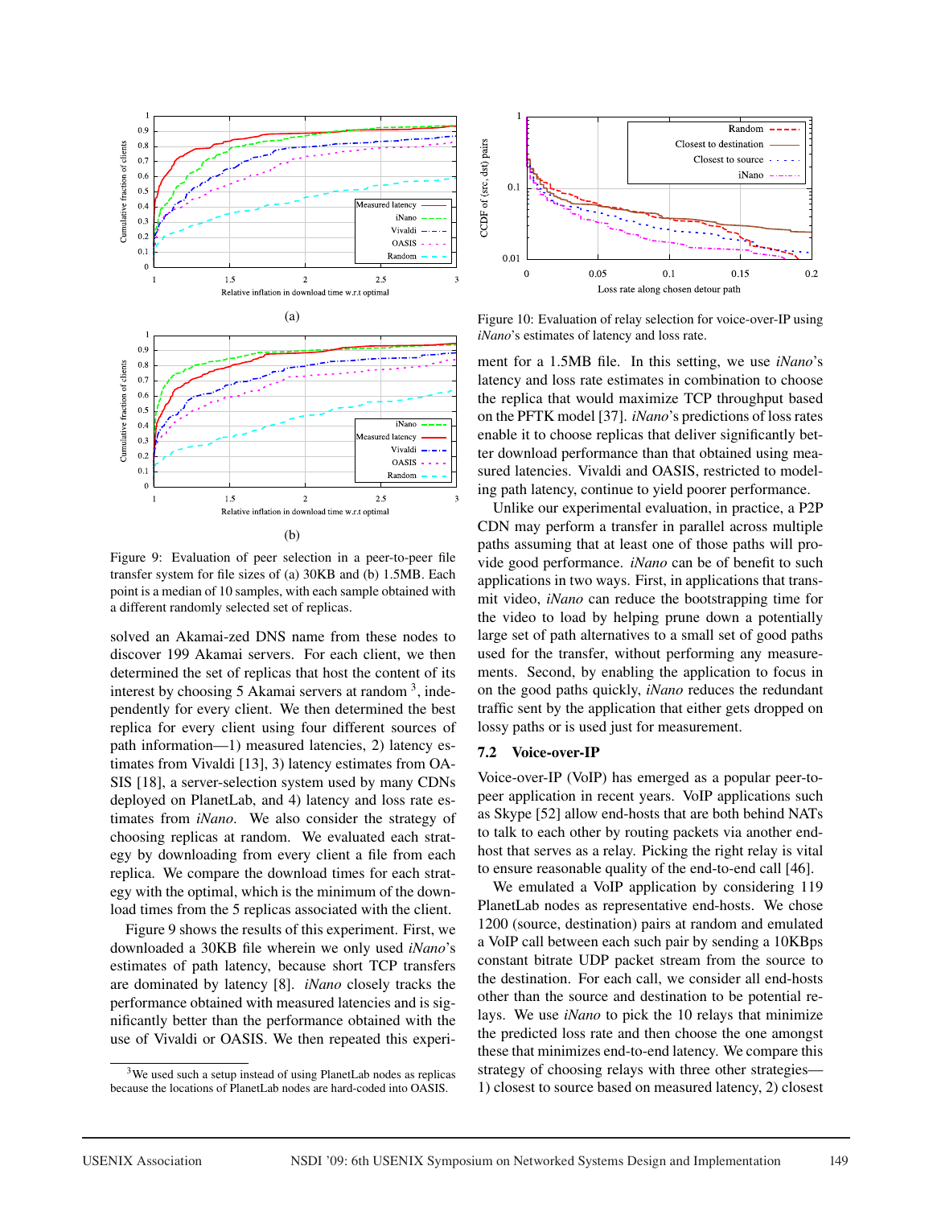Figure 9: Evaluation of peer selection in a peer-to-peer file transfer system for file sizes of (a) 30KB and (b) 1.5MB. Each point is a median of 10 samples, with each sample obtained with a different randomly selected set of replicas.

Figure 10: Evaluation of relay selection for voice-over-IP using *iNano*'s estimates of latency and loss rate.

solved an Akamai-zed DNS name from these nodes to discover 199 Akamai servers. For each client, we then determined the set of replicas that host the content of its interest by choosing 5 Akamai servers at random [3], independently for every client. We then determined the best replica for every client using four different sources of path information—1) measured latencies, 2) latency estimates from Vivaldi [13], 3) latency estimates from OASIS [18], a server-selection system used by many CDNs deployed on PlanetLab, and 4) latency and loss rate estimates from *iNano*. We also consider the strategy of choosing replicas at random. We evaluated each strategy by downloading from every client a file from each replica. We compare the download times for each strategy with the optimal, which is the minimum of the download times from the 5 replicas associated with the client.

Figure 9 shows the results of this experiment. First, we downloaded a 30KB file wherein we only used *iNano*'s estimates of path latency, because short TCP transfers are dominated by latency [8]. *iNano* closely tracks the performance obtained with measured latencies and is significantly better than the performance obtained with the use of Vivaldi or OASIS. We then repeated this experiment for a 1.5MB file. In this setting, we use *iNano*'s latency and loss rate estimates in combination to choose the replica that would maximize TCP throughput based on the PFTK model [37]. *iNano*'s predictions of loss rates enable it to choose replicas that deliver significantly better download performance than that obtained using measured latencies. Vivaldi and OASIS, restricted to modeling path latency, continue to yield poorer performance.

Unlike our experimental evaluation, in practice, a P2P CDN may perform a transfer in parallel across multiple paths assuming that at least one of those paths will provide good performance. *iNano* can be of benefit to such applications in two ways. First, in applications that transmit video, *iNano* can reduce the bootstrapping time for the video to load by helping prune down a potentially large set of path alternatives to a small set of good paths used for the transfer, without performing any measurements. Second, by enabling the application to focus in on the good paths quickly, *iNano* reduces the redundant traffic sent by the application that either gets dropped on lossy paths or is used just for measurement.

### 7.2 Voice-over-IP

Voice-over-IP (VoIP) has emerged as a popular peer-to-peer application in recent years. VoIP applications such as Skype [52] allow end-hosts that are both behind NATs to talk to each other by routing packets via another end-host that serves as a relay. Picking the right relay is vital to ensure reasonable quality of the end-to-end call [46].

We emulated a VoIP application by considering 119 PlanetLab nodes as representative end-hosts. We chose 1200 (source, destination) pairs at random and emulated a VoIP call between each such pair by sending a 10KBps constant bitrate UDP packet stream from the source to the destination. For each call, we consider all end-hosts other than the source and destination to be potential relays. We use *iNano* to pick the 10 relays that minimize the predicted loss rate and then choose the one amongst these that minimizes end-to-end latency. We compare this strategy of choosing relays with three other strategies—1) closest to source based on measured latency, 2) closest

[3] We used such a setup instead of using PlanetLab nodes as replicas because the locations of PlanetLab nodes are hard-coded into OASIS.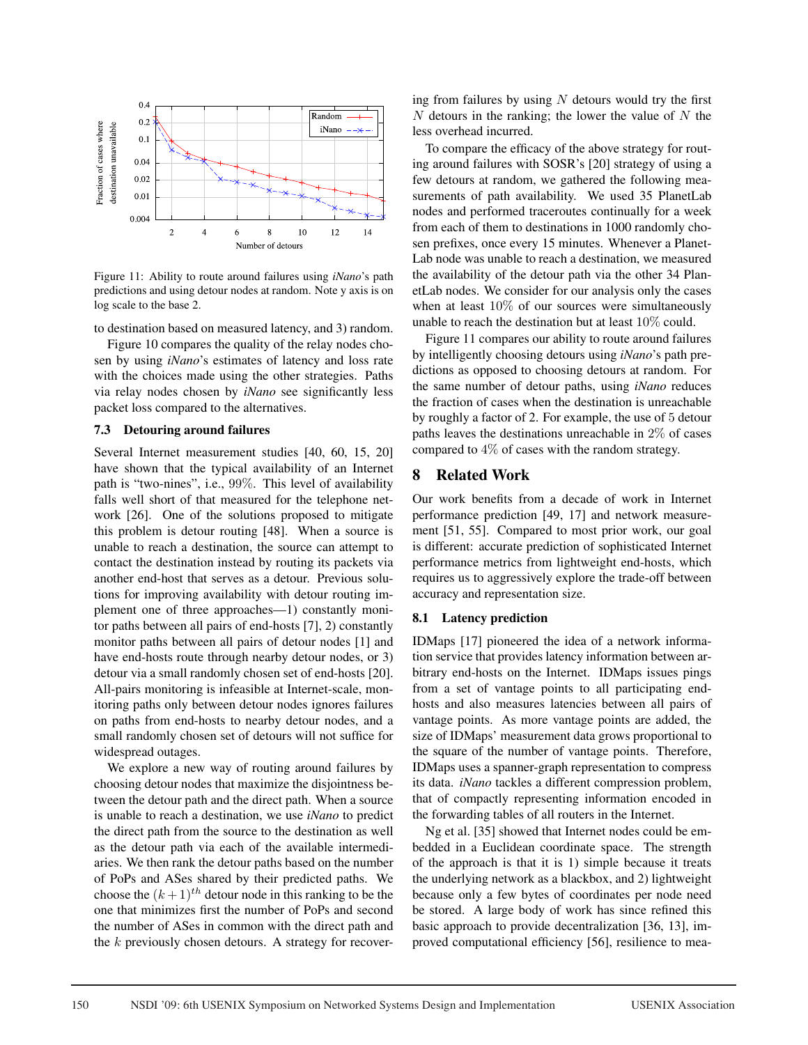Figure 11: Ability to route around failures using *iNano*'s path predictions and using detour nodes at random. Note y axis is on log scale to the base 2.

to destination based on measured latency, and 3) random.

Figure 10 compares the quality of the relay nodes chosen by using *iNano*'s estimates of latency and loss rate with the choices made using the other strategies. Paths via relay nodes chosen by *iNano* see significantly less packet loss compared to the alternatives.

### 7.3 Detouring around failures

Several Internet measurement studies [40, 60, 15, 20] have shown that the typical availability of an Internet path is "two-nines", i.e., 99%. This level of availability falls well short of that measured for the telephone network [26]. One of the solutions proposed to mitigate this problem is detour routing [48]. When a source is unable to reach a destination, the source can attempt to contact the destination instead by routing its packets via another end-host that serves as a detour. Previous solutions for improving availability with detour routing implement one of three approaches—1) constantly monitor paths between all pairs of end-hosts [7], 2) constantly monitor paths between all pairs of detour nodes [1] and have end-hosts route through nearby detour nodes, or 3) detour via a small randomly chosen set of end-hosts [20]. All-pairs monitoring is infeasible at Internet-scale, monitoring paths only between detour nodes ignores failures on paths from end-hosts to nearby detour nodes, and a small randomly chosen set of detours will not suffice for widespread outages.

We explore a new way of routing around failures by choosing detour nodes that maximize the disjointness between the detour path and the direct path. When a source is unable to reach a destination, we use *iNano* to predict the direct path from the source to the destination as well as the detour path via each of the available intermediaries. We then rank the detour paths based on the number of PoPs and ASes shared by their predicted paths. We choose the $(k+1)^{th}$ detour node in this ranking to be the one that minimizes first the number of PoPs and second the number of ASes in common with the direct path and the $k$ previously chosen detours. A strategy for recovering from failures by using $N$ detours would try the first $N$ detours in the ranking; the lower the value of $N$ the less overhead incurred.

To compare the efficacy of the above strategy for routing around failures with SOSR's [20] strategy of using a few detours at random, we gathered the following measurements of path availability. We used 35 PlanetLab nodes and performed traceroutes continually for a week from each of them to destinations in 1000 randomly chosen prefixes, once every 15 minutes. Whenever a PlanetLab node was unable to reach a destination, we measured the availability of the detour path via the other 34 PlanetLab nodes. We consider for our analysis only the cases when at least 10% of our sources were simultaneously unable to reach the destination but at least 10% could.

Figure 11 compares our ability to route around failures by intelligently choosing detours using *iNano*'s path predictions as opposed to choosing detours at random. For the same number of detour paths, using *iNano* reduces the fraction of cases when the destination is unreachable by roughly a factor of 2. For example, the use of 5 detour paths leaves the destinations unreachable in 2% of cases compared to 4% of cases with the random strategy.

## 8 Related Work

Our work benefits from a decade of work in Internet performance prediction [49, 17] and network measurement [51, 55]. Compared to most prior work, our goal is different: accurate prediction of sophisticated Internet performance metrics from lightweight end-hosts, which requires us to aggressively explore the trade-off between accuracy and representation size.

### 8.1 Latency prediction

IDMaps [17] pioneered the idea of a network information service that provides latency information between arbitrary end-hosts on the Internet. IDMaps issues pings from a set of vantage points to all participating end-hosts and also measures latencies between all pairs of vantage points. As more vantage points are added, the size of IDMaps' measurement data grows proportional to the square of the number of vantage points. Therefore, IDMaps uses a spanner-graph representation to compress its data. *iNano* tackles a different compression problem, that of compactly representing information encoded in the forwarding tables of all routers in the Internet.

Ng et al. [35] showed that Internet nodes could be embedded in a Euclidean coordinate space. The strength of the approach is that it is 1) simple because it treats the underlying network as a blackbox, and 2) lightweight because only a few bytes of coordinates per node need be stored. A large body of work has since refined this basic approach to provide decentralization [36, 13], improved computational efficiency [56], resilience to mea-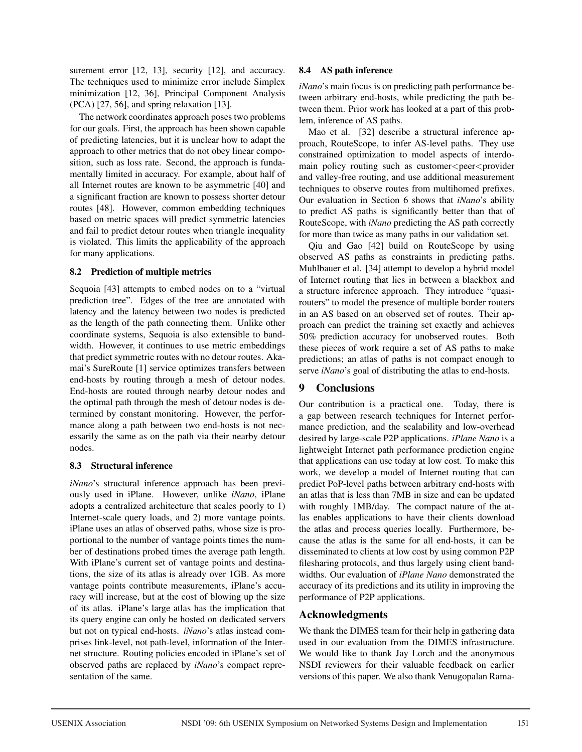surement error [12, 13], security [12], and accuracy. The techniques used to minimize error include Simplex minimization [12, 36], Principal Component Analysis (PCA) [27, 56], and spring relaxation [13].

The network coordinates approach poses two problems for our goals. First, the approach has been shown capable of predicting latencies, but it is unclear how to adapt the approach to other metrics that do not obey linear composition, such as loss rate. Second, the approach is fundamentally limited in accuracy. For example, about half of all Internet routes are known to be asymmetric [40] and a significant fraction are known to possess shorter detour routes [48]. However, common embedding techniques based on metric spaces will predict symmetric latencies and fail to predict detour routes when triangle inequality is violated. This limits the applicability of the approach for many applications.

### 8.2 Prediction of multiple metrics

Sequoia [43] attempts to embed nodes on to a "virtual prediction tree". Edges of the tree are annotated with latency and the latency between two nodes is predicted as the length of the path connecting them. Unlike other coordinate systems, Sequoia is also extensible to bandwidth. However, it continues to use metric embeddings that predict symmetric routes with no detour routes. Akamai's SureRoute [1] service optimizes transfers between end-hosts by routing through a mesh of detour nodes. End-hosts are routed through nearby detour nodes and the optimal path through the mesh of detour nodes is determined by constant monitoring. However, the performance along a path between two end-hosts is not necessarily the same as on the path via their nearby detour nodes.

### 8.3 Structural inference

*iNano*'s structural inference approach has been previously used in iPlane. However, unlike *iNano*, iPlane adopts a centralized architecture that scales poorly to 1) Internet-scale query loads, and 2) more vantage points. iPlane uses an atlas of observed paths, whose size is proportional to the number of vantage points times the number of destinations probed times the average path length. With iPlane's current set of vantage points and destinations, the size of its atlas is already over 1GB. As more vantage points contribute measurements, iPlane's accuracy will increase, but at the cost of blowing up the size of its atlas. iPlane's large atlas has the implication that its query engine can only be hosted on dedicated servers but not on typical end-hosts. *iNano*'s atlas instead comprises link-level, not path-level, information of the Internet structure. Routing policies encoded in iPlane's set of observed paths are replaced by *iNano*'s compact representation of the same.

### 8.4 AS path inference

*iNano*'s main focus is on predicting path performance between arbitrary end-hosts, while predicting the path between them. Prior work has looked at a part of this problem, inference of AS paths.

Mao et al. [32] describe a structural inference approach, RouteScope, to infer AS-level paths. They use constrained optimization to model aspects of interdomain policy routing such as customer<peer<provider and valley-free routing, and use additional measurement techniques to observe routes from multihomed prefixes. Our evaluation in Section 6 shows that *iNano*'s ability to predict AS paths is significantly better than that of RouteScope, with *iNano* predicting the AS path correctly for more than twice as many paths in our validation set.

Qiu and Gao [42] build on RouteScope by using observed AS paths as constraints in predicting paths. Muhlbauer et al. [34] attempt to develop a hybrid model of Internet routing that lies in between a blackbox and a structure inference approach. They introduce "quasi-routers" to model the presence of multiple border routers in an AS based on an observed set of routes. Their approach can predict the training set exactly and achieves 50% prediction accuracy for unobserved routes. Both these pieces of work require a set of AS paths to make predictions; an atlas of paths is not compact enough to serve *iNano*'s goal of distributing the atlas to end-hosts.

## 9 Conclusions

Our contribution is a practical one. Today, there is a gap between research techniques for Internet performance prediction, and the scalability and low-overhead desired by large-scale P2P applications. *iPlane Nano* is a lightweight Internet path performance prediction engine that applications can use today at low cost. To make this work, we develop a model of Internet routing that can predict PoP-level paths between arbitrary end-hosts with an atlas that is less than 7MB in size and can be updated with roughly 1MB/day. The compact nature of the atlas enables applications to have their clients download the atlas and process queries locally. Furthermore, because the atlas is the same for all end-hosts, it can be disseminated to clients at low cost by using common P2P filesharing protocols, and thus largely using client bandwidths. Our evaluation of *iPlane Nano* demonstrated the accuracy of its predictions and its utility in improving the performance of P2P applications.

## Acknowledgments

We thank the DIMES team for their help in gathering data used in our evaluation from the DIMES infrastructure. We would like to thank Jay Lorch and the anonymous NSDI reviewers for their valuable feedback on earlier versions of this paper. We also thank Venugopalan Rama-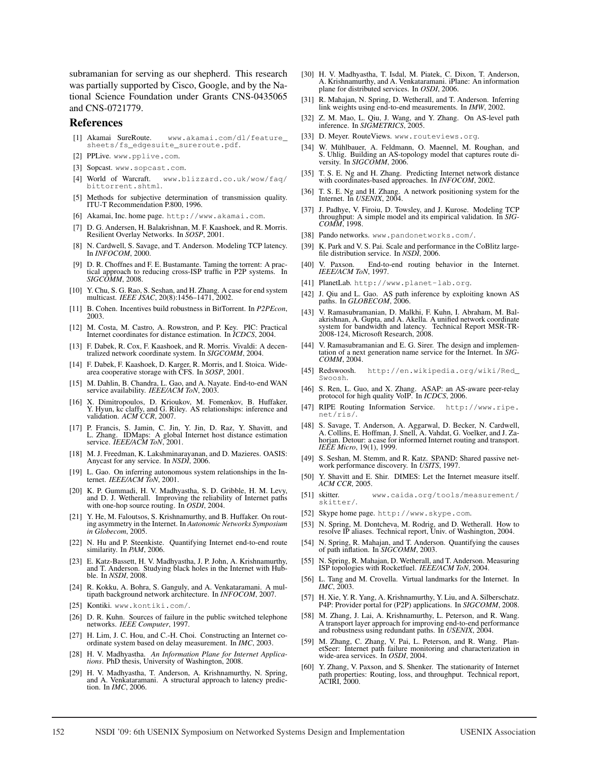subramanian for serving as our shepherd. This research was partially supported by Cisco, Google, and by the National Science Foundation under Grants CNS-0435065 and CNS-0721779.

## References

[1] Akamai SureRoute. www.akamai.com/dl/feature_sheets/fs_edgesuite_sureroute.pdf.

[2] PPLive. www.pplive.com.

[3] Sopcast. www.sopcast.com.

[4] World of Warcraft. www.blizzard.co.uk/wow/faq/bittorrent.shtml.

[5] Methods for subjective determination of transmission quality. ITU-T Recommendation P.800, 1996.

[6] Akamai, Inc. home page. http://www.akamai.com.

[7] D. G. Andersen, H. Balakrishnan, M. F. Kaashoek, and R. Morris. Resilient Overlay Networks. In *SOSP*, 2001.

[8] N. Cardwell, S. Savage, and T. Anderson. Modeling TCP latency. In *INFOCOM*, 2000.

[9] D. R. Choffnes and F. E. Bustamante. Taming the torrent: A practical approach to reducing cross-ISP traffic in P2P systems. In *SIGCOMM*, 2008.

[10] Y. Chu, S. G. Rao, S. Seshan, and H. Zhang. A case for end system multicast. *IEEE JSAC*, 20(8):1456–1471, 2002.

[11] B. Cohen. Incentives build robustness in BitTorrent. In *P2PEcon*, 2003.

[12] M. Costa, M. Castro, A. Rowstron, and P. Key. PIC: Practical Internet coordinates for distance estimation. In *ICDCS*, 2004.

[13] F. Dabek, R. Cox, F. Kaashoek, and R. Morris. Vivaldi: A decentralized network coordinate system. In *SIGCOMM*, 2004.

[14] F. Dabek, F. Kaashoek, D. Karger, R. Morris, and I. Stoica. Wide-area cooperative storage with CFS. In *SOSP*, 2001.

[15] M. Dahlin, B. Chandra, L. Gao, and A. Nayate. End-to-end WAN service availability. *IEEE/ACM ToN*, 2003.

[16] X. Dimitropoulos, D. Krioukov, M. Fomenkov, B. Huffaker, Y. Hyun, kc claffy, and G. Riley. AS relationships: inference and validation. *ACM CCR*, 2007.

[17] P. Francis, S. Jamin, C. Jin, Y. Jin, D. Raz, Y. Shavitt, and L. Zhang. IDMaps: A global Internet host distance estimation service. *IEEE/ACM ToN*, 2001.

[18] M. J. Freedman, K. Lakshminarayanan, and D. Mazieres. OASIS: Anycast for any service. In *NSDI*, 2006.

[19] L. Gao. On inferring autonomous system relationships in the Internet. *IEEE/ACM ToN*, 2001.

[20] K. P. Gummadi, H. V. Madhyastha, S. D. Gribble, H. M. Levy, and D. J. Wetherall. Improving the reliability of Internet paths with one-hop source routing. In *OSDI*, 2004.

[21] Y. He, M. Faloutsos, S. Krishnamurthy, and B. Huffaker. On routing asymmetry in the Internet. In *Autonomic Networks Symposium in Globecom*, 2005.

[22] N. Hu and P. Steenkiste. Quantifying Internet end-to-end route similarity. In *PAM*, 2006.

[23] E. Katz-Bassett, H. V. Madhyastha, J. P. John, A. Krishnamurthy, and T. Anderson. Studying black holes in the Internet with Hubble. In *NSDI*, 2008.

[24] R. Kokku, A. Bohra, S. Ganguly, and A. Venkataramani. A multipath background network architecture. In *INFOCOM*, 2007.

[25] Kontiki. www.kontiki.com/.

[26] D. R. Kuhn. Sources of failure in the public switched telephone networks. *IEEE Computer*, 1997.

[27] H. Lim, J. C. Hou, and C.-H. Choi. Constructing an Internet coordinate system based on delay measurement. In *IMC*, 2003.

[28] H. V. Madhyastha. *An Information Plane for Internet Applications*. PhD thesis, University of Washington, 2008.

[29] H. V. Madhyastha, T. Anderson, A. Krishnamurthy, N. Spring, and A. Venkataramani. A structural approach to latency prediction. In *IMC*, 2006.

[30] H. V. Madhyastha, T. Isdal, M. Piatek, C. Dixon, T. Anderson, A. Krishnamurthy, and A. Venkataramani. iPlane: An information plane for distributed services. In *OSDI*, 2006.

[31] R. Mahajan, N. Spring, D. Wetherall, and T. Anderson. Inferring link weights using end-to-end measurements. In *IMW*, 2002.

[32] Z. M. Mao, L. Qiu, J. Wang, and Y. Zhang. On AS-level path inference. In *SIGMETRICS*, 2005.

[33] D. Meyer. RouteViews. www.routeviews.org.

[34] W. Mühlbauer, A. Feldmann, O. Maennel, M. Roughan, and S. Uhlig. Building an AS-topology model that captures route diversity. In *SIGCOMM*, 2006.

[35] T. S. E. Ng and H. Zhang. Predicting Internet network distance with coordinates-based approaches. In *INFOCOM*, 2002.

[36] T. S. E. Ng and H. Zhang. A network positioning system for the Internet. In *USENIX*, 2004.

[37] J. Padhye, V. Firoiu, D. Towsley, and J. Kurose. Modeling TCP throughput: A simple model and its empirical validation. In *SIGCOMM*, 1998.

[38] Pando networks. www.pandonetworks.com/.

[39] K. Park and V. S. Pai. Scale and performance in the CoBlitz large-file distribution service. In *NSDI*, 2006.

[40] V. Paxson. End-to-end routing behavior in the Internet. *IEEE/ACM ToN*, 1997.

[41] PlanetLab. http://www.planet-lab.org.

[42] J. Qiu and L. Gao. AS path inference by exploiting known AS paths. In *GLOBECOM*, 2006.

[43] V. Ramasubramanian, D. Malkhi, F. Kuhn, I. Abraham, M. Balakrishnan, A. Gupta, and A. Akella. A unified network coordinate system for bandwidth and latency. Technical Report MSR-TR-2008-124, Microsoft Research, 2008.

[44] V. Ramasubramanian and E. G. Sirer. The design and implementation of a next generation name service for the Internet. In *SIGCOMM*, 2004.

[45] Redswoosh. http://en.wikipedia.org/wiki/Red_Swoosh.

[46] S. Ren, L. Guo, and X. Zhang. ASAP: an AS-aware peer-relay protocol for high quality VoIP. In *ICDCS*, 2006.

[47] RIPE Routing Information Service. http://www.ripe.net/ris/.

[48] S. Savage, T. Anderson, A. Aggarwal, D. Becker, N. Cardwell, A. Collins, E. Hoffman, J. Snell, A. Vahdat, G. Voelker, and J. Zahorjan. Detour: a case for informed Internet routing and transport. *IEEE Micro*, 19(1), 1999.

[49] S. Seshan, M. Stemm, and R. Katz. SPAND: Shared passive network performance discovery. In *USITS*, 1997.

[50] Y. Shavitt and E. Shir. DIMES: Let the Internet measure itself. *ACM CCR*, 2005.

[51] skitter. www.caida.org/tools/measurement/skitter/.

[52] Skype home page. http://www.skype.com.

[53] N. Spring, M. Dontcheva, M. Rodrig, and D. Wetherall. How to resolve IP aliases. Technical report, Univ. of Washington, 2004.

[54] N. Spring, R. Mahajan, and T. Anderson. Quantifying the causes of path inflation. In *SIGCOMM*, 2003.

[55] N. Spring, R. Mahajan, D. Wetherall, and T. Anderson. Measuring ISP topologies with Rocketfuel. *IEEE/ACM ToN*, 2004.

[56] L. Tang and M. Crovella. Virtual landmarks for the Internet. In *IMC*, 2003.

[57] H. Xie, Y. R. Yang, A. Krishnamurthy, Y. Liu, and A. Silberschatz. P4P: Provider portal for (P2P) applications. In *SIGCOMM*, 2008.

[58] M. Zhang, J. Lai, A. Krishnamurthy, L. Peterson, and R. Wang. A transport layer approach for improving end-to-end performance and robustness using redundant paths. In *USENIX*, 2004.

[59] M. Zhang, C. Zhang, V. Pai, L. Peterson, and R. Wang. PlanetSeer: Internet path failure monitoring and characterization in wide-area services. In *OSDI*, 2004.

[60] Y. Zhang, V. Paxson, and S. Shenker. The stationarity of Internet path properties: Routing, loss, and throughput. Technical report, ACIRI, 2000.